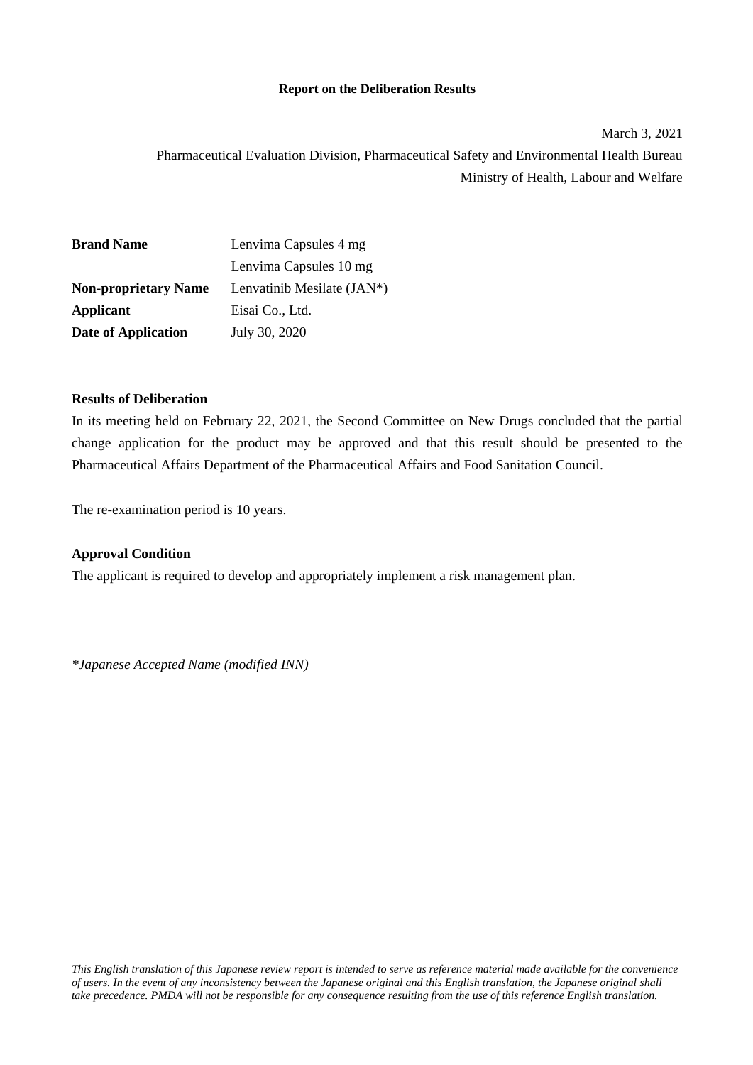**Report on the Deliberation Results**

March 3, 2021

Pharmaceutical Evaluation Division, Pharmaceutical Safety and Environmental Health Bureau

Ministry of Health, Labour and Welfare

| | |
|---|---|
| **Brand Name** | Lenvima Capsules 4 mg<br>Lenvima Capsules 10 mg |
| **Non-proprietary Name** | Lenvatinib Mesilate (JAN*) |
| **Applicant** | Eisai Co., Ltd. |
| **Date of Application** | July 30, 2020 |

**Results of Deliberation**

In its meeting held on February 22, 2021, the Second Committee on New Drugs concluded that the partial change application for the product may be approved and that this result should be presented to the Pharmaceutical Affairs Department of the Pharmaceutical Affairs and Food Sanitation Council.

The re-examination period is 10 years.

**Approval Condition**

The applicant is required to develop and appropriately implement a risk management plan.

*\*Japanese Accepted Name (modified INN)*

*This English translation of this Japanese review report is intended to serve as reference material made available for the convenience of users. In the event of any inconsistency between the Japanese original and this English translation, the Japanese original shall take precedence. PMDA will not be responsible for any consequence resulting from the use of this reference English translation.*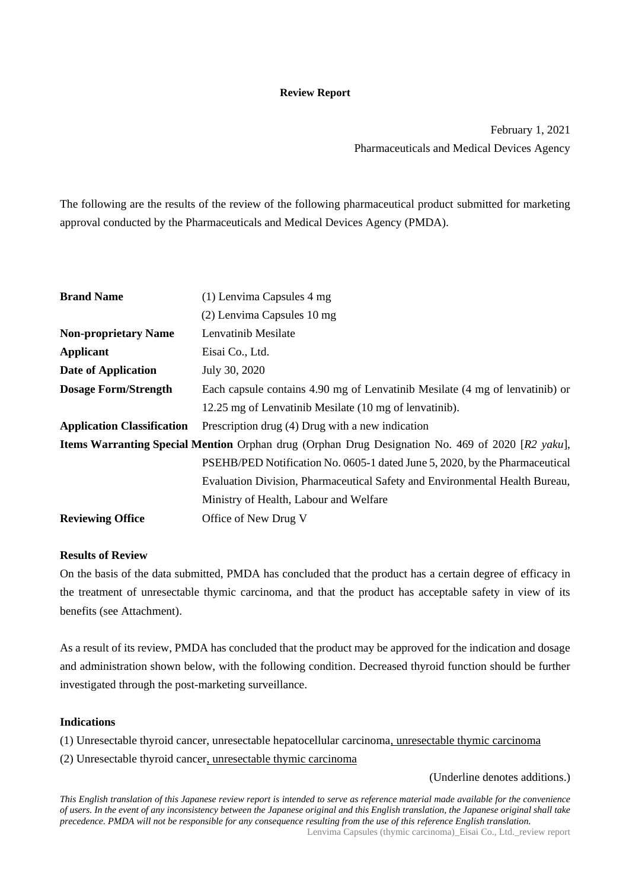**Review Report**

February 1, 2021

Pharmaceuticals and Medical Devices Agency

The following are the results of the review of the following pharmaceutical product submitted for marketing approval conducted by the Pharmaceuticals and Medical Devices Agency (PMDA).

| | |
|---|---|
| **Brand Name** | (1) Lenvima Capsules 4 mg<br>(2) Lenvima Capsules 10 mg |
| **Non-proprietary Name** | Lenvatinib Mesilate |
| **Applicant** | Eisai Co., Ltd. |
| **Date of Application** | July 30, 2020 |
| **Dosage Form/Strength** | Each capsule contains 4.90 mg of Lenvatinib Mesilate (4 mg of lenvatinib) or 12.25 mg of Lenvatinib Mesilate (10 mg of lenvatinib). |
| **Application Classification** | Prescription drug (4) Drug with a new indication |
| **Items Warranting Special Mention** | Orphan drug (Orphan Drug Designation No. 469 of 2020 [*R2 yaku*], PSEHB/PED Notification No. 0605-1 dated June 5, 2020, by the Pharmaceutical Evaluation Division, Pharmaceutical Safety and Environmental Health Bureau, Ministry of Health, Labour and Welfare |
| **Reviewing Office** | Office of New Drug V |

**Results of Review**

On the basis of the data submitted, PMDA has concluded that the product has a certain degree of efficacy in the treatment of unresectable thymic carcinoma, and that the product has acceptable safety in view of its benefits (see Attachment).

As a result of its review, PMDA has concluded that the product may be approved for the indication and dosage and administration shown below, with the following condition. Decreased thyroid function should be further investigated through the post-marketing surveillance.

**Indications**

(1) Unresectable thyroid cancer, unresectable hepatocellular carcinoma<u>, unresectable thymic carcinoma</u>

(2) Unresectable thyroid cancer<u>, unresectable thymic carcinoma</u>

(Underline denotes additions.)

*This English translation of this Japanese review report is intended to serve as reference material made available for the convenience of users. In the event of any inconsistency between the Japanese original and this English translation, the Japanese original shall take precedence. PMDA will not be responsible for any consequence resulting from the use of this reference English translation.*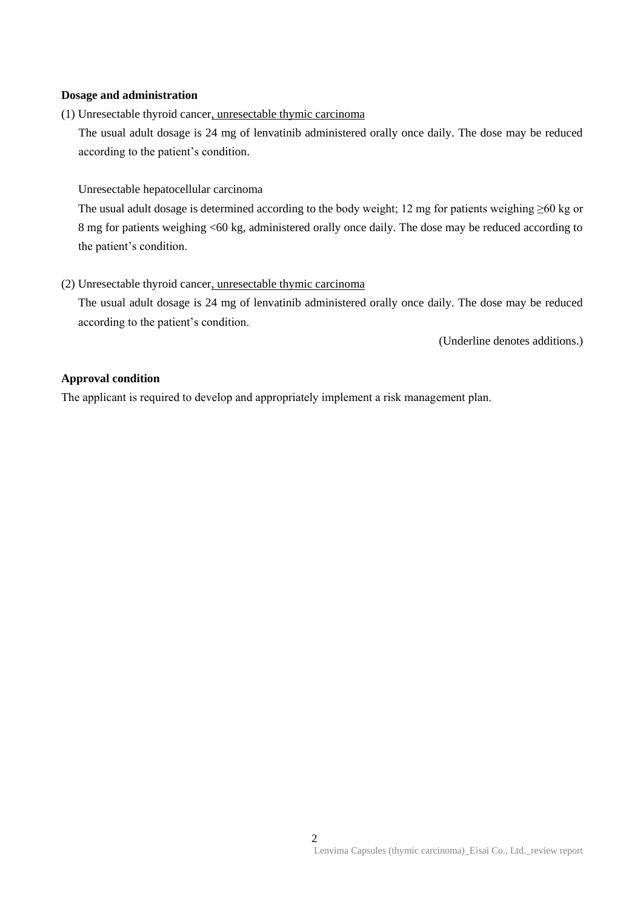**Dosage and administration**

(1) Unresectable thyroid cancer, unresectable thymic carcinoma

The usual adult dosage is 24 mg of lenvatinib administered orally once daily. The dose may be reduced according to the patient's condition.

Unresectable hepatocellular carcinoma

The usual adult dosage is determined according to the body weight; 12 mg for patients weighing ≥60 kg or 8 mg for patients weighing <60 kg, administered orally once daily. The dose may be reduced according to the patient's condition.

(2) Unresectable thyroid cancer, unresectable thymic carcinoma

The usual adult dosage is 24 mg of lenvatinib administered orally once daily. The dose may be reduced according to the patient's condition.

(Underline denotes additions.)

**Approval condition**

The applicant is required to develop and appropriately implement a risk management plan.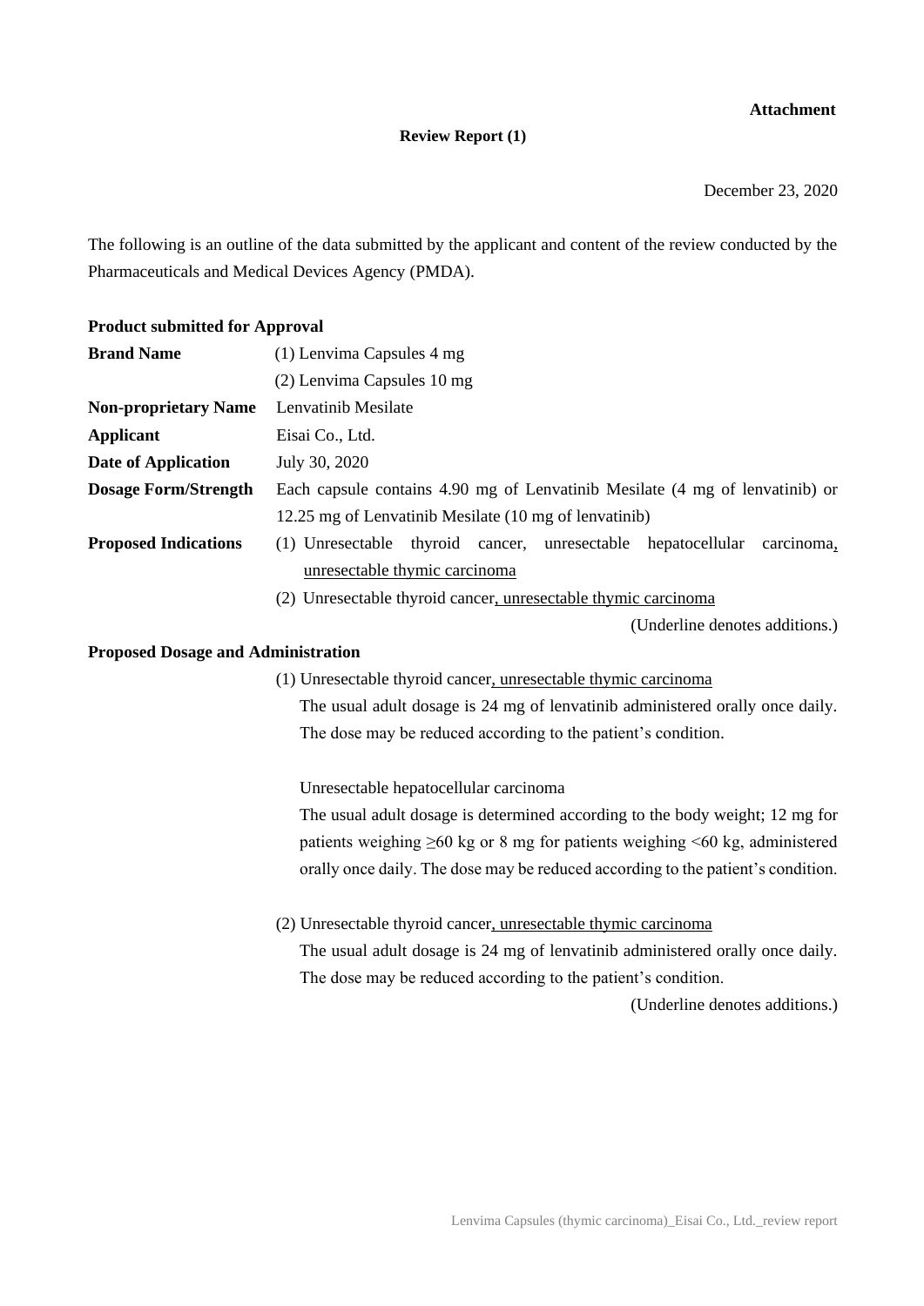**Attachment**

**Review Report (1)**

December 23, 2020

The following is an outline of the data submitted by the applicant and content of the review conducted by the Pharmaceuticals and Medical Devices Agency (PMDA).

**Product submitted for Approval**

**Brand Name** (1) Lenvima Capsules 4 mg
(2) Lenvima Capsules 10 mg

**Non-proprietary Name** Lenvatinib Mesilate

**Applicant** Eisai Co., Ltd.

**Date of Application** July 30, 2020

**Dosage Form/Strength** Each capsule contains 4.90 mg of Lenvatinib Mesilate (4 mg of lenvatinib) or 12.25 mg of Lenvatinib Mesilate (10 mg of lenvatinib)

**Proposed Indications** (1) Unresectable thyroid cancer, unresectable hepatocellular carcinoma, <u>unresectable thymic carcinoma</u>

(2) Unresectable thyroid cancer<u>, unresectable thymic carcinoma</u>

(Underline denotes additions.)

**Proposed Dosage and Administration**

(1) Unresectable thyroid cancer<u>, unresectable thymic carcinoma</u>

The usual adult dosage is 24 mg of lenvatinib administered orally once daily. The dose may be reduced according to the patient's condition.

Unresectable hepatocellular carcinoma

The usual adult dosage is determined according to the body weight; 12 mg for patients weighing ≥60 kg or 8 mg for patients weighing <60 kg, administered orally once daily. The dose may be reduced according to the patient's condition.

(2) Unresectable thyroid cancer<u>, unresectable thymic carcinoma</u>

The usual adult dosage is 24 mg of lenvatinib administered orally once daily. The dose may be reduced according to the patient's condition.

(Underline denotes additions.)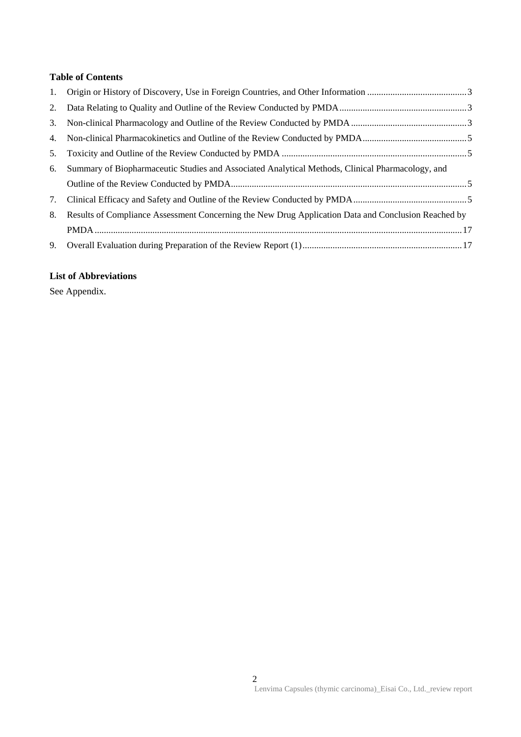**Table of Contents**

1. Origin or History of Discovery, Use in Foreign Countries, and Other Information ........................................... 3
2. Data Relating to Quality and Outline of the Review Conducted by PMDA ....................................................... 3
3. Non-clinical Pharmacology and Outline of the Review Conducted by PMDA .................................................. 3
4. Non-clinical Pharmacokinetics and Outline of the Review Conducted by PMDA ............................................. 5
5. Toxicity and Outline of the Review Conducted by PMDA ................................................................................ 5
6. Summary of Biopharmaceutic Studies and Associated Analytical Methods, Clinical Pharmacology, and Outline of the Review Conducted by PMDA ..................................................................................................... 5
7. Clinical Efficacy and Safety and Outline of the Review Conducted by PMDA ................................................. 5
8. Results of Compliance Assessment Concerning the New Drug Application Data and Conclusion Reached by PMDA ............................................................................................................................................................. 17
9. Overall Evaluation during Preparation of the Review Report (1) ..................................................................... 17

**List of Abbreviations**

See Appendix.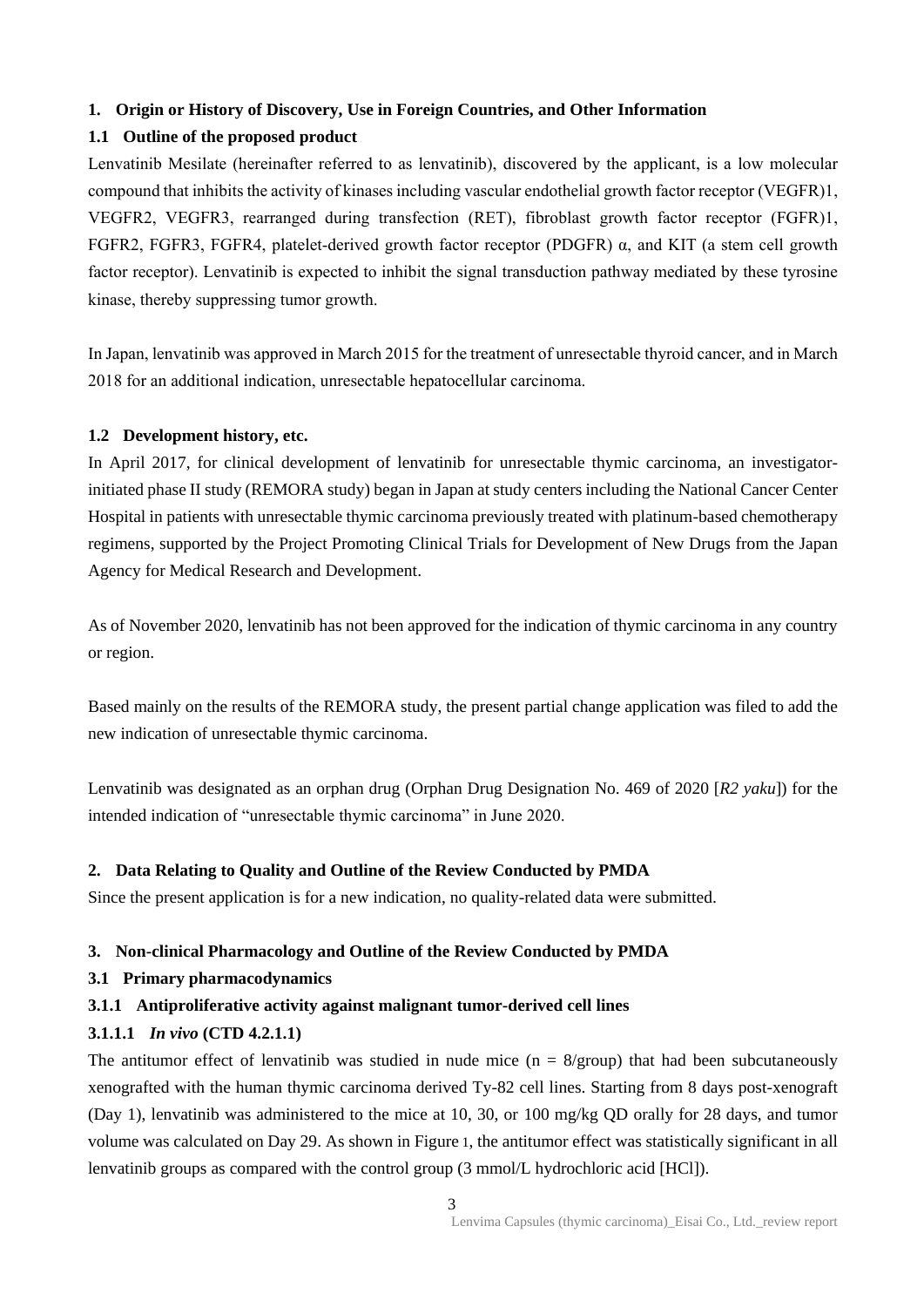## 1. Origin or History of Discovery, Use in Foreign Countries, and Other Information

### 1.1 Outline of the proposed product

Lenvatinib Mesilate (hereinafter referred to as lenvatinib), discovered by the applicant, is a low molecular compound that inhibits the activity of kinases including vascular endothelial growth factor receptor (VEGFR)1, VEGFR2, VEGFR3, rearranged during transfection (RET), fibroblast growth factor receptor (FGFR)1, FGFR2, FGFR3, FGFR4, platelet-derived growth factor receptor (PDGFR) α, and KIT (a stem cell growth factor receptor). Lenvatinib is expected to inhibit the signal transduction pathway mediated by these tyrosine kinase, thereby suppressing tumor growth.

In Japan, lenvatinib was approved in March 2015 for the treatment of unresectable thyroid cancer, and in March 2018 for an additional indication, unresectable hepatocellular carcinoma.

### 1.2 Development history, etc.

In April 2017, for clinical development of lenvatinib for unresectable thymic carcinoma, an investigator-initiated phase II study (REMORA study) began in Japan at study centers including the National Cancer Center Hospital in patients with unresectable thymic carcinoma previously treated with platinum-based chemotherapy regimens, supported by the Project Promoting Clinical Trials for Development of New Drugs from the Japan Agency for Medical Research and Development.

As of November 2020, lenvatinib has not been approved for the indication of thymic carcinoma in any country or region.

Based mainly on the results of the REMORA study, the present partial change application was filed to add the new indication of unresectable thymic carcinoma.

Lenvatinib was designated as an orphan drug (Orphan Drug Designation No. 469 of 2020 [*R2 yaku*]) for the intended indication of "unresectable thymic carcinoma" in June 2020.

## 2. Data Relating to Quality and Outline of the Review Conducted by PMDA

Since the present application is for a new indication, no quality-related data were submitted.

## 3. Non-clinical Pharmacology and Outline of the Review Conducted by PMDA

### 3.1 Primary pharmacodynamics

#### 3.1.1 Antiproliferative activity against malignant tumor-derived cell lines

##### 3.1.1.1 *In vivo* (CTD 4.2.1.1)

The antitumor effect of lenvatinib was studied in nude mice (n = 8/group) that had been subcutaneously xenografted with the human thymic carcinoma derived Ty-82 cell lines. Starting from 8 days post-xenograft (Day 1), lenvatinib was administered to the mice at 10, 30, or 100 mg/kg QD orally for 28 days, and tumor volume was calculated on Day 29. As shown in Figure 1, the antitumor effect was statistically significant in all lenvatinib groups as compared with the control group (3 mmol/L hydrochloric acid [HCl]).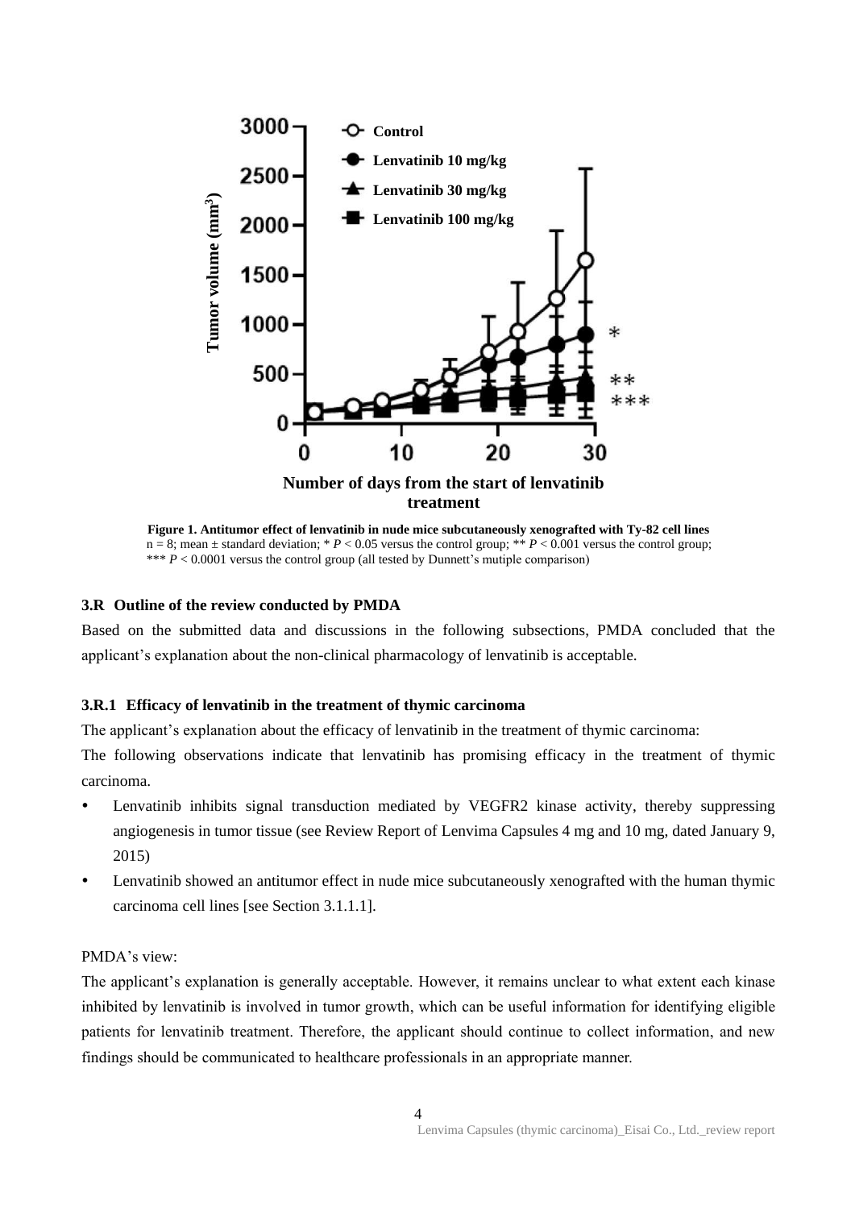Figure 1. Antitumor effect of lenvatinib in nude mice subcutaneously xenografted with Ty-82 cell lines

n = 8; mean ± standard deviation; * $P < 0.05$ versus the control group; ** $P < 0.001$ versus the control group; *** $P < 0.0001$ versus the control group (all tested by Dunnett's mutiple comparison)

### 3.R Outline of the review conducted by PMDA

Based on the submitted data and discussions in the following subsections, PMDA concluded that the applicant's explanation about the non-clinical pharmacology of lenvatinib is acceptable.

#### 3.R.1 Efficacy of lenvatinib in the treatment of thymic carcinoma

The applicant's explanation about the efficacy of lenvatinib in the treatment of thymic carcinoma:

The following observations indicate that lenvatinib has promising efficacy in the treatment of thymic carcinoma.

- Lenvatinib inhibits signal transduction mediated by VEGFR2 kinase activity, thereby suppressing angiogenesis in tumor tissue (see Review Report of Lenvima Capsules 4 mg and 10 mg, dated January 9, 2015)
- Lenvatinib showed an antitumor effect in nude mice subcutaneously xenografted with the human thymic carcinoma cell lines [see Section 3.1.1.1].

PMDA's view:

The applicant's explanation is generally acceptable. However, it remains unclear to what extent each kinase inhibited by lenvatinib is involved in tumor growth, which can be useful information for identifying eligible patients for lenvatinib treatment. Therefore, the applicant should continue to collect information, and new findings should be communicated to healthcare professionals in an appropriate manner.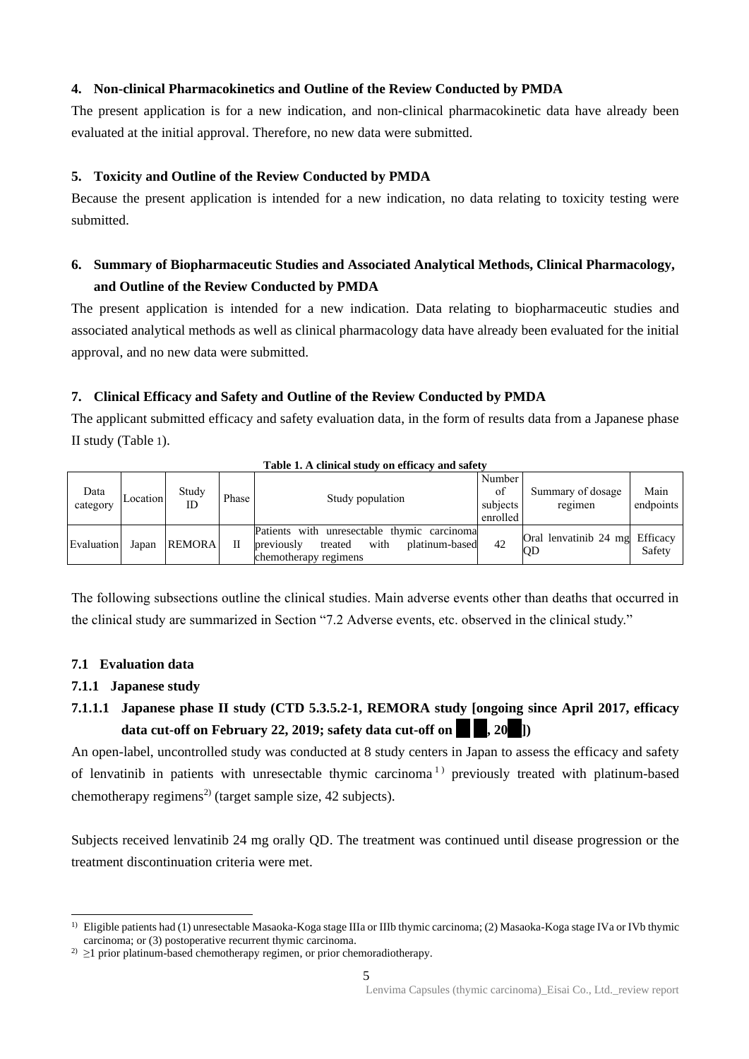## 4. Non-clinical Pharmacokinetics and Outline of the Review Conducted by PMDA

The present application is for a new indication, and non-clinical pharmacokinetic data have already been evaluated at the initial approval. Therefore, no new data were submitted.

## 5. Toxicity and Outline of the Review Conducted by PMDA

Because the present application is intended for a new indication, no data relating to toxicity testing were submitted.

## 6. Summary of Biopharmaceutic Studies and Associated Analytical Methods, Clinical Pharmacology, and Outline of the Review Conducted by PMDA

The present application is intended for a new indication. Data relating to biopharmaceutic studies and associated analytical methods as well as clinical pharmacology data have already been evaluated for the initial approval, and no new data were submitted.

## 7. Clinical Efficacy and Safety and Outline of the Review Conducted by PMDA

The applicant submitted efficacy and safety evaluation data, in the form of results data from a Japanese phase II study (Table 1).

**Table 1. A clinical study on efficacy and safety**

| Data category | Location | Study ID | Phase | Study population | Number of subjects enrolled | Summary of dosage regimen | Main endpoints |
|---|---|---|---|---|---|---|---|
| Evaluation | Japan | REMORA | II | Patients with unresectable thymic carcinoma previously treated with platinum-based chemotherapy regimens | 42 | Oral lenvatinib 24 mg QD | Efficacy Safety |

The following subsections outline the clinical studies. Main adverse events other than deaths that occurred in the clinical study are summarized in Section "7.2 Adverse events, etc. observed in the clinical study."

### 7.1 Evaluation data

#### 7.1.1 Japanese study

##### 7.1.1.1 Japanese phase II study (CTD 5.3.5.2-1, REMORA study [ongoing since April 2017, efficacy data cut-off on February 22, 2019; safety data cut-off on ██ ██, 20██])

An open-label, uncontrolled study was conducted at 8 study centers in Japan to assess the efficacy and safety of lenvatinib in patients with unresectable thymic carcinoma[1)] previously treated with platinum-based chemotherapy regimens[2)] (target sample size, 42 subjects).

Subjects received lenvatinib 24 mg orally QD. The treatment was continued until disease progression or the treatment discontinuation criteria were met.

1) Eligible patients had (1) unresectable Masaoka-Koga stage IIIa or IIIb thymic carcinoma; (2) Masaoka-Koga stage IVa or IVb thymic carcinoma; or (3) postoperative recurrent thymic carcinoma.

2) ≥1 prior platinum-based chemotherapy regimen, or prior chemoradiotherapy.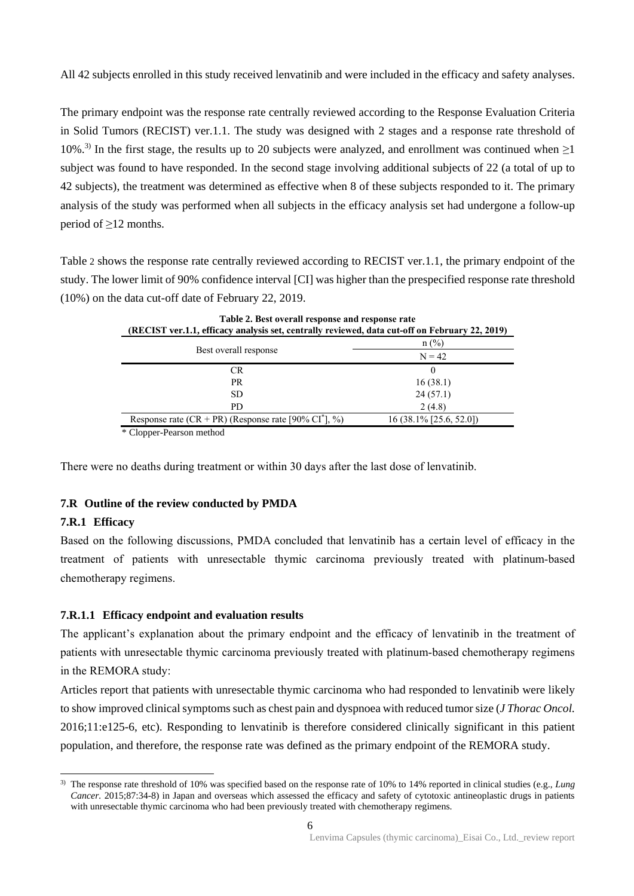All 42 subjects enrolled in this study received lenvatinib and were included in the efficacy and safety analyses.

The primary endpoint was the response rate centrally reviewed according to the Response Evaluation Criteria in Solid Tumors (RECIST) ver.1.1. The study was designed with 2 stages and a response rate threshold of 10%.[3] In the first stage, the results up to 20 subjects were analyzed, and enrollment was continued when ≥1 subject was found to have responded. In the second stage involving additional subjects of 22 (a total of up to 42 subjects), the treatment was determined as effective when 8 of these subjects responded to it. The primary analysis of the study was performed when all subjects in the efficacy analysis set had undergone a follow-up period of ≥12 months.

Table 2 shows the response rate centrally reviewed according to RECIST ver.1.1, the primary endpoint of the study. The lower limit of 90% confidence interval [CI] was higher than the prespecified response rate threshold (10%) on the data cut-off date of February 22, 2019.

**Table 2. Best overall response and response rate (RECIST ver.1.1, efficacy analysis set, centrally reviewed, data cut-off on February 22, 2019)**

| Best overall response | n (%) |
|---|---|
| | N = 42 |
| CR | 0 |
| PR | 16 (38.1) |
| SD | 24 (57.1) |
| PD | 2 (4.8) |
| Response rate (CR + PR) (Response rate [90% CI*], %) | 16 (38.1% [25.6, 52.0]) |

\* Clopper-Pearson method

There were no deaths during treatment or within 30 days after the last dose of lenvatinib.

## 7.R Outline of the review conducted by PMDA

### 7.R.1 Efficacy

Based on the following discussions, PMDA concluded that lenvatinib has a certain level of efficacy in the treatment of patients with unresectable thymic carcinoma previously treated with platinum-based chemotherapy regimens.

#### 7.R.1.1 Efficacy endpoint and evaluation results

The applicant's explanation about the primary endpoint and the efficacy of lenvatinib in the treatment of patients with unresectable thymic carcinoma previously treated with platinum-based chemotherapy regimens in the REMORA study:

Articles report that patients with unresectable thymic carcinoma who had responded to lenvatinib were likely to show improved clinical symptoms such as chest pain and dyspnoea with reduced tumor size (*J Thorac Oncol.* 2016;11:e125-6, etc). Responding to lenvatinib is therefore considered clinically significant in this patient population, and therefore, the response rate was defined as the primary endpoint of the REMORA study.

---

[3] The response rate threshold of 10% was specified based on the response rate of 10% to 14% reported in clinical studies (e.g., *Lung Cancer.* 2015;87:34-8) in Japan and overseas which assessed the efficacy and safety of cytotoxic antineoplastic drugs in patients with unresectable thymic carcinoma who had been previously treated with chemotherapy regimens.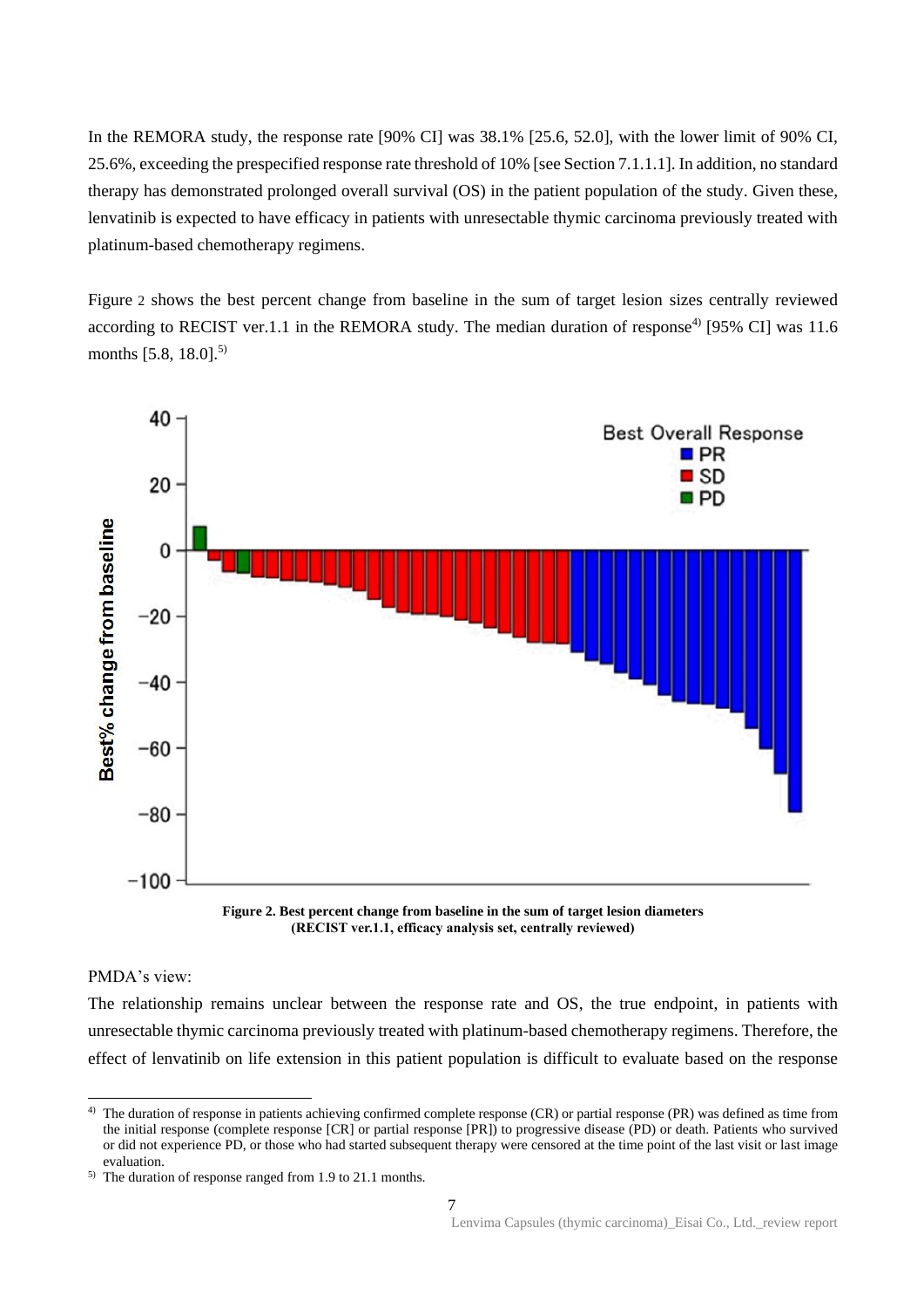In the REMORA study, the response rate [90% CI] was 38.1% [25.6, 52.0], with the lower limit of 90% CI, 25.6%, exceeding the prespecified response rate threshold of 10% [see Section 7.1.1.1]. In addition, no standard therapy has demonstrated prolonged overall survival (OS) in the patient population of the study. Given these, lenvatinib is expected to have efficacy in patients with unresectable thymic carcinoma previously treated with platinum-based chemotherapy regimens.

Figure 2 shows the best percent change from baseline in the sum of target lesion sizes centrally reviewed according to RECIST ver.1.1 in the REMORA study. The median duration of response[4] [95% CI] was 11.6 months [5.8, 18.0].[5]

**Figure 2. Best percent change from baseline in the sum of target lesion diameters (RECIST ver.1.1, efficacy analysis set, centrally reviewed)**

PMDA's view:

The relationship remains unclear between the response rate and OS, the true endpoint, in patients with unresectable thymic carcinoma previously treated with platinum-based chemotherapy regimens. Therefore, the effect of lenvatinib on life extension in this patient population is difficult to evaluate based on the response

---

[4] The duration of response in patients achieving confirmed complete response (CR) or partial response (PR) was defined as time from the initial response (complete response [CR] or partial response [PR]) to progressive disease (PD) or death. Patients who survived or did not experience PD, or those who had started subsequent therapy were censored at the time point of the last visit or last image evaluation.

[5] The duration of response ranged from 1.9 to 21.1 months.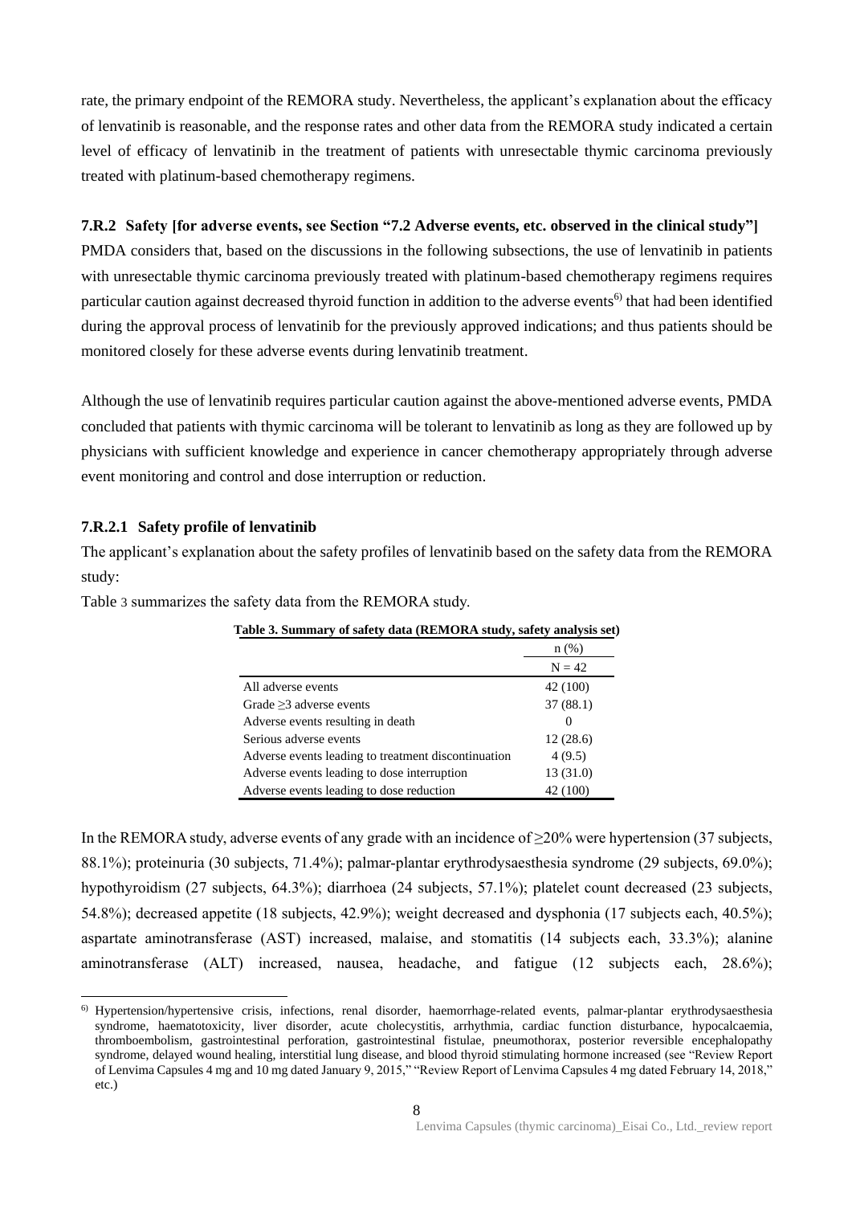rate, the primary endpoint of the REMORA study. Nevertheless, the applicant's explanation about the efficacy of lenvatinib is reasonable, and the response rates and other data from the REMORA study indicated a certain level of efficacy of lenvatinib in the treatment of patients with unresectable thymic carcinoma previously treated with platinum-based chemotherapy regimens.

### 7.R.2 Safety [for adverse events, see Section "7.2 Adverse events, etc. observed in the clinical study"]

PMDA considers that, based on the discussions in the following subsections, the use of lenvatinib in patients with unresectable thymic carcinoma previously treated with platinum-based chemotherapy regimens requires particular caution against decreased thyroid function in addition to the adverse events[6] that had been identified during the approval process of lenvatinib for the previously approved indications; and thus patients should be monitored closely for these adverse events during lenvatinib treatment.

Although the use of lenvatinib requires particular caution against the above-mentioned adverse events, PMDA concluded that patients with thymic carcinoma will be tolerant to lenvatinib as long as they are followed up by physicians with sufficient knowledge and experience in cancer chemotherapy appropriately through adverse event monitoring and control and dose interruption or reduction.

#### 7.R.2.1 Safety profile of lenvatinib

The applicant's explanation about the safety profiles of lenvatinib based on the safety data from the REMORA study:

Table 3 summarizes the safety data from the REMORA study.

**Table 3. Summary of safety data (REMORA study, safety analysis set)**

| | n (%) |
|---|---|
| | N = 42 |
| All adverse events | 42 (100) |
| Grade ≥3 adverse events | 37 (88.1) |
| Adverse events resulting in death | 0 |
| Serious adverse events | 12 (28.6) |
| Adverse events leading to treatment discontinuation | 4 (9.5) |
| Adverse events leading to dose interruption | 13 (31.0) |
| Adverse events leading to dose reduction | 42 (100) |

In the REMORA study, adverse events of any grade with an incidence of ≥20% were hypertension (37 subjects, 88.1%); proteinuria (30 subjects, 71.4%); palmar-plantar erythrodysaesthesia syndrome (29 subjects, 69.0%); hypothyroidism (27 subjects, 64.3%); diarrhoea (24 subjects, 57.1%); platelet count decreased (23 subjects, 54.8%); decreased appetite (18 subjects, 42.9%); weight decreased and dysphonia (17 subjects each, 40.5%); aspartate aminotransferase (AST) increased, malaise, and stomatitis (14 subjects each, 33.3%); alanine aminotransferase (ALT) increased, nausea, headache, and fatigue (12 subjects each, 28.6%);

---

[6] Hypertension/hypertensive crisis, infections, renal disorder, haemorrhage-related events, palmar-plantar erythrodysaesthesia syndrome, haematotoxicity, liver disorder, acute cholecystitis, arrhythmia, cardiac function disturbance, hypocalcaemia, thromboembolism, gastrointestinal perforation, gastrointestinal fistulae, pneumothorax, posterior reversible encephalopathy syndrome, delayed wound healing, interstitial lung disease, and blood thyroid stimulating hormone increased (see "Review Report of Lenvima Capsules 4 mg and 10 mg dated January 9, 2015," "Review Report of Lenvima Capsules 4 mg dated February 14, 2018," etc.)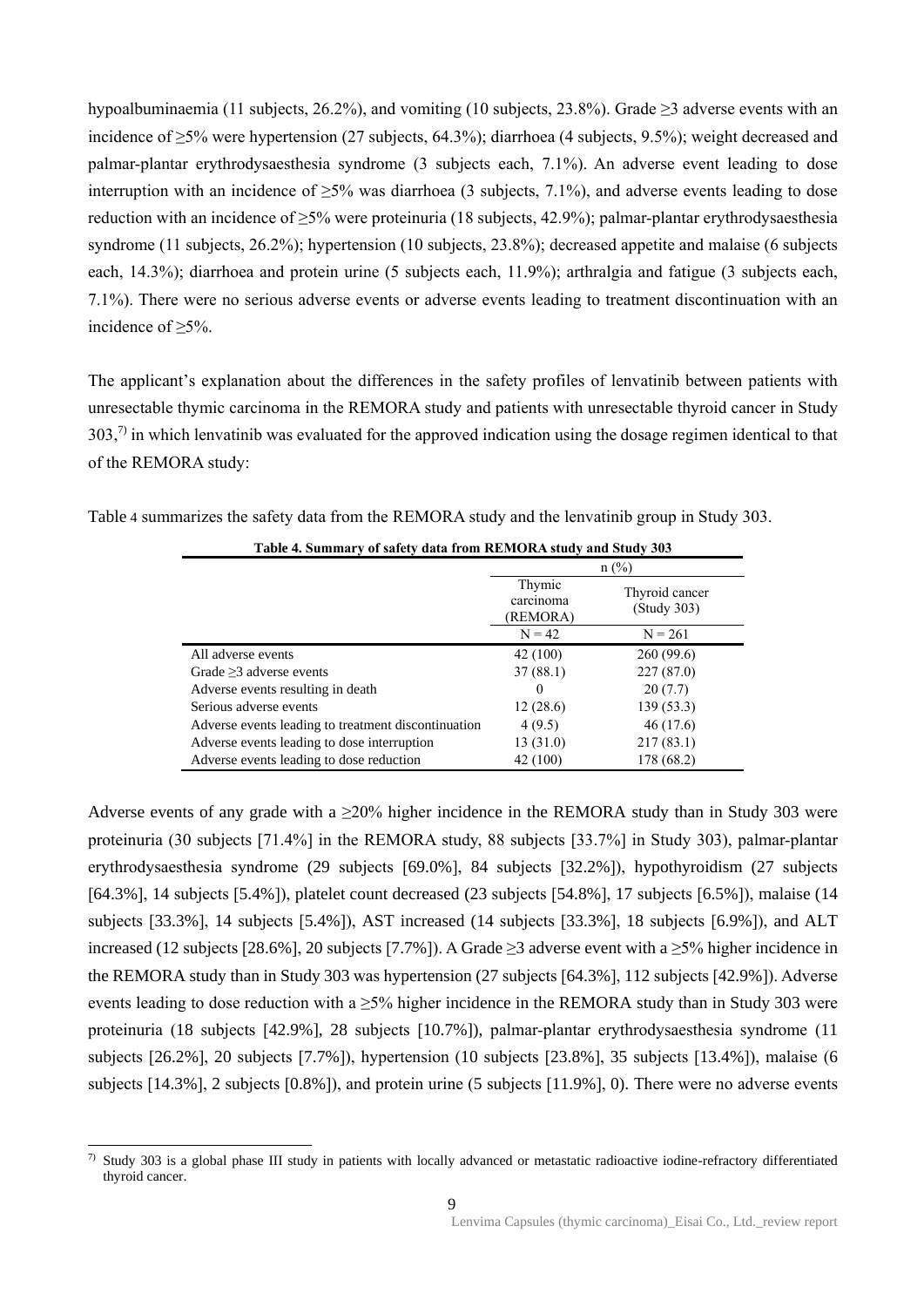hypoalbuminaemia (11 subjects, 26.2%), and vomiting (10 subjects, 23.8%). Grade ≥3 adverse events with an incidence of ≥5% were hypertension (27 subjects, 64.3%); diarrhoea (4 subjects, 9.5%); weight decreased and palmar-plantar erythrodysaesthesia syndrome (3 subjects each, 7.1%). An adverse event leading to dose interruption with an incidence of ≥5% was diarrhoea (3 subjects, 7.1%), and adverse events leading to dose reduction with an incidence of ≥5% were proteinuria (18 subjects, 42.9%); palmar-plantar erythrodysaesthesia syndrome (11 subjects, 26.2%); hypertension (10 subjects, 23.8%); decreased appetite and malaise (6 subjects each, 14.3%); diarrhoea and protein urine (5 subjects each, 11.9%); arthralgia and fatigue (3 subjects each, 7.1%). There were no serious adverse events or adverse events leading to treatment discontinuation with an incidence of ≥5%.

The applicant's explanation about the differences in the safety profiles of lenvatinib between patients with unresectable thymic carcinoma in the REMORA study and patients with unresectable thyroid cancer in Study 303,[7)] in which lenvatinib was evaluated for the approved indication using the dosage regimen identical to that of the REMORA study:

Table 4 summarizes the safety data from the REMORA study and the lenvatinib group in Study 303.

**Table 4. Summary of safety data from REMORA study and Study 303**

| | n (%) | |
|---|---|---|
| | Thymic carcinoma (REMORA) | Thyroid cancer (Study 303) |
| | N = 42 | N = 261 |
| All adverse events | 42 (100) | 260 (99.6) |
| Grade ≥3 adverse events | 37 (88.1) | 227 (87.0) |
| Adverse events resulting in death | 0 | 20 (7.7) |
| Serious adverse events | 12 (28.6) | 139 (53.3) |
| Adverse events leading to treatment discontinuation | 4 (9.5) | 46 (17.6) |
| Adverse events leading to dose interruption | 13 (31.0) | 217 (83.1) |
| Adverse events leading to dose reduction | 42 (100) | 178 (68.2) |

Adverse events of any grade with a ≥20% higher incidence in the REMORA study than in Study 303 were proteinuria (30 subjects [71.4%] in the REMORA study, 88 subjects [33.7%] in Study 303), palmar-plantar erythrodysaesthesia syndrome (29 subjects [69.0%], 84 subjects [32.2%]), hypothyroidism (27 subjects [64.3%], 14 subjects [5.4%]), platelet count decreased (23 subjects [54.8%], 17 subjects [6.5%]), malaise (14 subjects [33.3%], 14 subjects [5.4%]), AST increased (14 subjects [33.3%], 18 subjects [6.9%]), and ALT increased (12 subjects [28.6%], 20 subjects [7.7%]). A Grade ≥3 adverse event with a ≥5% higher incidence in the REMORA study than in Study 303 was hypertension (27 subjects [64.3%], 112 subjects [42.9%]). Adverse events leading to dose reduction with a ≥5% higher incidence in the REMORA study than in Study 303 were proteinuria (18 subjects [42.9%], 28 subjects [10.7%]), palmar-plantar erythrodysaesthesia syndrome (11 subjects [26.2%], 20 subjects [7.7%]), hypertension (10 subjects [23.8%], 35 subjects [13.4%]), malaise (6 subjects [14.3%], 2 subjects [0.8%]), and protein urine (5 subjects [11.9%], 0). There were no adverse events

[7)] Study 303 is a global phase III study in patients with locally advanced or metastatic radioactive iodine-refractory differentiated thyroid cancer.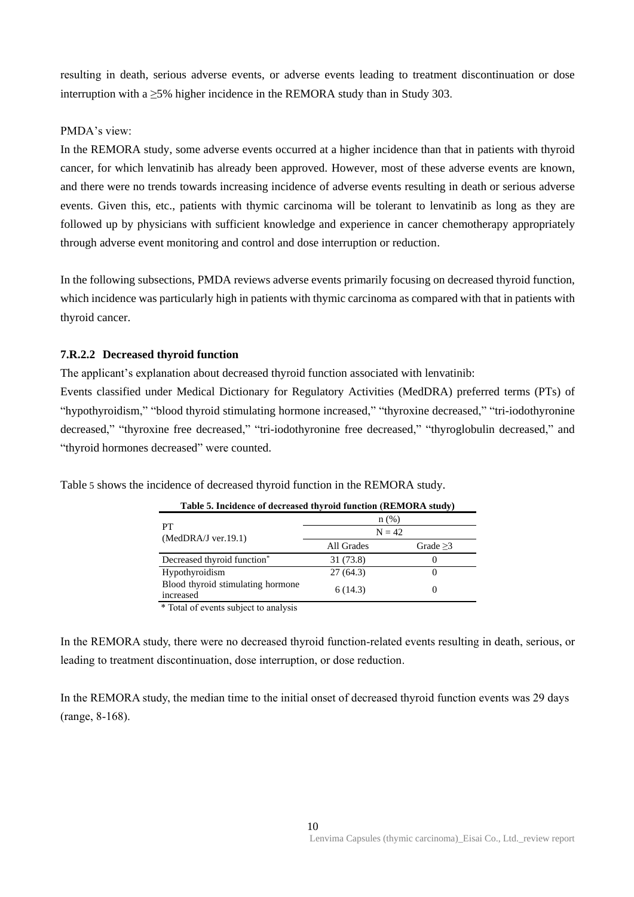resulting in death, serious adverse events, or adverse events leading to treatment discontinuation or dose interruption with a ≥5% higher incidence in the REMORA study than in Study 303.

PMDA's view:

In the REMORA study, some adverse events occurred at a higher incidence than that in patients with thyroid cancer, for which lenvatinib has already been approved. However, most of these adverse events are known, and there were no trends towards increasing incidence of adverse events resulting in death or serious adverse events. Given this, etc., patients with thymic carcinoma will be tolerant to lenvatinib as long as they are followed up by physicians with sufficient knowledge and experience in cancer chemotherapy appropriately through adverse event monitoring and control and dose interruption or reduction.

In the following subsections, PMDA reviews adverse events primarily focusing on decreased thyroid function, which incidence was particularly high in patients with thymic carcinoma as compared with that in patients with thyroid cancer.

### 7.R.2.2 Decreased thyroid function

The applicant's explanation about decreased thyroid function associated with lenvatinib:

Events classified under Medical Dictionary for Regulatory Activities (MedDRA) preferred terms (PTs) of "hypothyroidism," "blood thyroid stimulating hormone increased," "thyroxine decreased," "tri-iodothyronine decreased," "thyroxine free decreased," "tri-iodothyronine free decreased," "thyroglobulin decreased," and "thyroid hormones decreased" were counted.

Table 5 shows the incidence of decreased thyroid function in the REMORA study.

**Table 5. Incidence of decreased thyroid function (REMORA study)**

| PT (MedDRA/J ver.19.1) | n (%) N = 42 | |
|---|---|---|
| | All Grades | Grade ≥3 |
| Decreased thyroid function* | 31 (73.8) | 0 |
| Hypothyroidism | 27 (64.3) | 0 |
| Blood thyroid stimulating hormone increased | 6 (14.3) | 0 |

\* Total of events subject to analysis

In the REMORA study, there were no decreased thyroid function-related events resulting in death, serious, or leading to treatment discontinuation, dose interruption, or dose reduction.

In the REMORA study, the median time to the initial onset of decreased thyroid function events was 29 days (range, 8-168).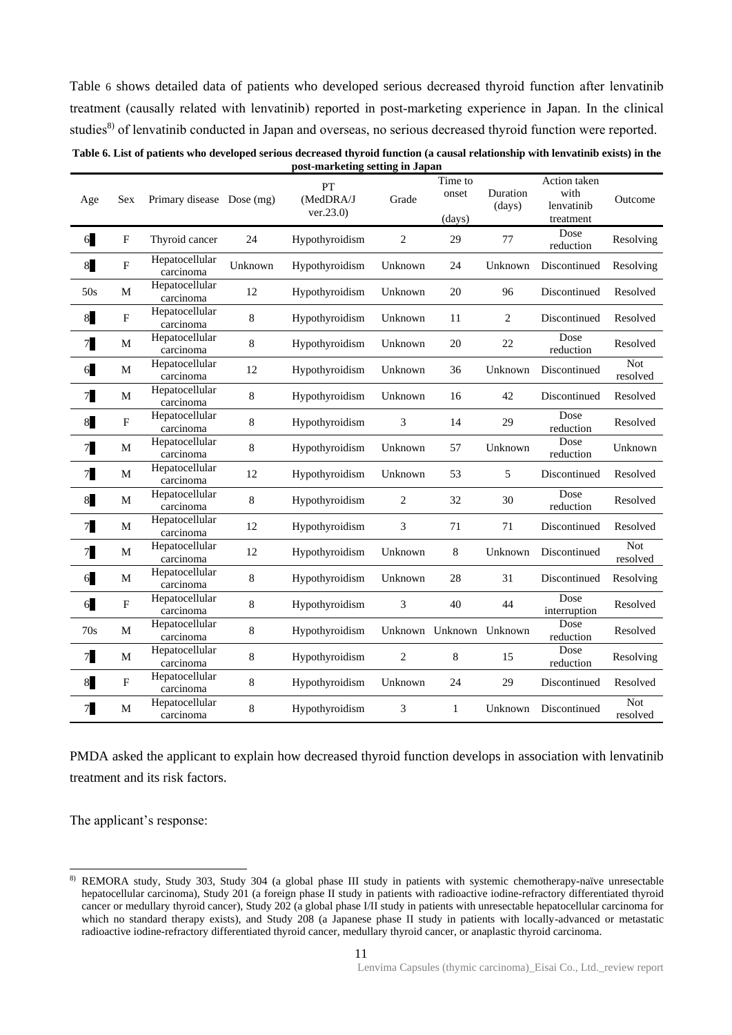Table 6 shows detailed data of patients who developed serious decreased thyroid function after lenvatinib treatment (causally related with lenvatinib) reported in post-marketing experience in Japan. In the clinical studies[8] of lenvatinib conducted in Japan and overseas, no serious decreased thyroid function were reported.

**Table 6. List of patients who developed serious decreased thyroid function (a causal relationship with lenvatinib exists) in the post-marketing setting in Japan**

| Age | Sex | Primary disease | Dose (mg) | PT (MedDRA/J ver.23.0) | Grade | Time to onset (days) | Duration (days) | Action taken with lenvatinib treatment | Outcome |
|---|---|---|---|---|---|---|---|---|---|
| 6█ | F | Thyroid cancer | 24 | Hypothyroidism | 2 | 29 | 77 | Dose reduction | Resolving |
| 8█ | F | Hepatocellular carcinoma | Unknown | Hypothyroidism | Unknown | 24 | Unknown | Discontinued | Resolving |
| 50s | M | Hepatocellular carcinoma | 12 | Hypothyroidism | Unknown | 20 | 96 | Discontinued | Resolved |
| 8█ | F | Hepatocellular carcinoma | 8 | Hypothyroidism | Unknown | 11 | 2 | Discontinued | Resolved |
| 7█ | M | Hepatocellular carcinoma | 8 | Hypothyroidism | Unknown | 20 | 22 | Dose reduction | Resolved |
| 6█ | M | Hepatocellular carcinoma | 12 | Hypothyroidism | Unknown | 36 | Unknown | Discontinued | Not resolved |
| 7█ | M | Hepatocellular carcinoma | 8 | Hypothyroidism | Unknown | 16 | 42 | Discontinued | Resolved |
| 8█ | F | Hepatocellular carcinoma | 8 | Hypothyroidism | 3 | 14 | 29 | Dose reduction | Resolved |
| 7█ | M | Hepatocellular carcinoma | 8 | Hypothyroidism | Unknown | 57 | Unknown | Dose reduction | Unknown |
| 7█ | M | Hepatocellular carcinoma | 12 | Hypothyroidism | Unknown | 53 | 5 | Discontinued | Resolved |
| 8█ | M | Hepatocellular carcinoma | 8 | Hypothyroidism | 2 | 32 | 30 | Dose reduction | Resolved |
| 7█ | M | Hepatocellular carcinoma | 12 | Hypothyroidism | 3 | 71 | 71 | Discontinued | Resolved |
| 7█ | M | Hepatocellular carcinoma | 12 | Hypothyroidism | Unknown | 8 | Unknown | Discontinued | Not resolved |
| 6█ | M | Hepatocellular carcinoma | 8 | Hypothyroidism | Unknown | 28 | 31 | Discontinued | Resolving |
| 6█ | F | Hepatocellular carcinoma | 8 | Hypothyroidism | 3 | 40 | 44 | Dose interruption | Resolved |
| 70s | M | Hepatocellular carcinoma | 8 | Hypothyroidism | Unknown | Unknown | Unknown | Dose reduction | Resolved |
| 7█ | M | Hepatocellular carcinoma | 8 | Hypothyroidism | 2 | 8 | 15 | Dose reduction | Resolving |
| 8█ | F | Hepatocellular carcinoma | 8 | Hypothyroidism | Unknown | 24 | 29 | Discontinued | Resolved |
| 7█ | M | Hepatocellular carcinoma | 8 | Hypothyroidism | 3 | 1 | Unknown | Discontinued | Not resolved |

PMDA asked the applicant to explain how decreased thyroid function develops in association with lenvatinib treatment and its risk factors.

The applicant's response:

---

[8] REMORA study, Study 303, Study 304 (a global phase III study in patients with systemic chemotherapy-naïve unresectable hepatocellular carcinoma), Study 201 (a foreign phase II study in patients with radioactive iodine-refractory differentiated thyroid cancer or medullary thyroid cancer), Study 202 (a global phase I/II study in patients with unresectable hepatocellular carcinoma for which no standard therapy exists), and Study 208 (a Japanese phase II study in patients with locally-advanced or metastatic radioactive iodine-refractory differentiated thyroid cancer, medullary thyroid cancer, or anaplastic thyroid carcinoma.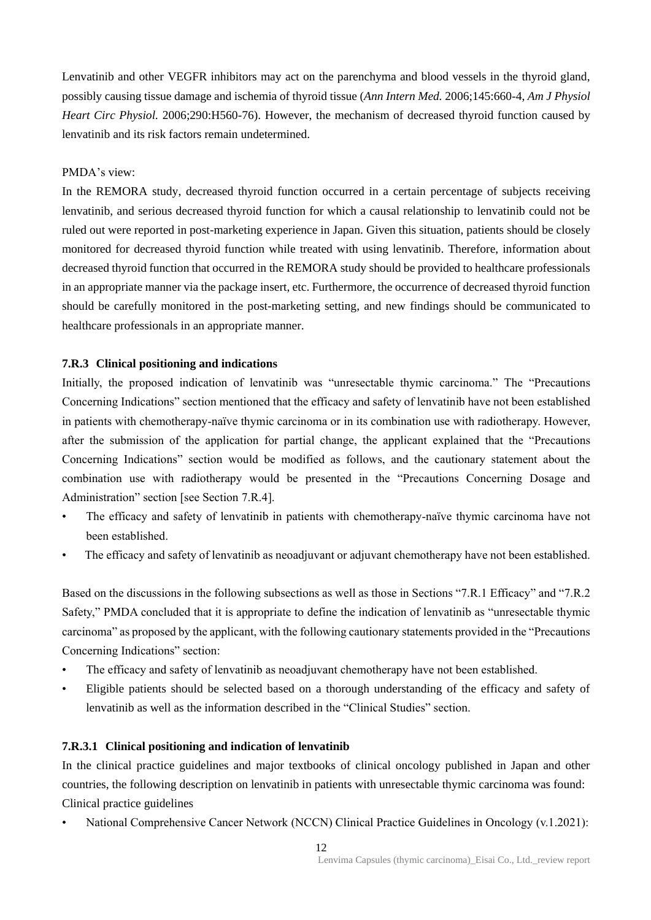Lenvatinib and other VEGFR inhibitors may act on the parenchyma and blood vessels in the thyroid gland, possibly causing tissue damage and ischemia of thyroid tissue (*Ann Intern Med.* 2006;145:660-4, *Am J Physiol Heart Circ Physiol.* 2006;290:H560-76). However, the mechanism of decreased thyroid function caused by lenvatinib and its risk factors remain undetermined.

PMDA's view:

In the REMORA study, decreased thyroid function occurred in a certain percentage of subjects receiving lenvatinib, and serious decreased thyroid function for which a causal relationship to lenvatinib could not be ruled out were reported in post-marketing experience in Japan. Given this situation, patients should be closely monitored for decreased thyroid function while treated with using lenvatinib. Therefore, information about decreased thyroid function that occurred in the REMORA study should be provided to healthcare professionals in an appropriate manner via the package insert, etc. Furthermore, the occurrence of decreased thyroid function should be carefully monitored in the post-marketing setting, and new findings should be communicated to healthcare professionals in an appropriate manner.

### 7.R.3 Clinical positioning and indications

Initially, the proposed indication of lenvatinib was "unresectable thymic carcinoma." The "Precautions Concerning Indications" section mentioned that the efficacy and safety of lenvatinib have not been established in patients with chemotherapy-naïve thymic carcinoma or in its combination use with radiotherapy. However, after the submission of the application for partial change, the applicant explained that the "Precautions Concerning Indications" section would be modified as follows, and the cautionary statement about the combination use with radiotherapy would be presented in the "Precautions Concerning Dosage and Administration" section [see Section 7.R.4].

- The efficacy and safety of lenvatinib in patients with chemotherapy-naïve thymic carcinoma have not been established.
- The efficacy and safety of lenvatinib as neoadjuvant or adjuvant chemotherapy have not been established.

Based on the discussions in the following subsections as well as those in Sections "7.R.1 Efficacy" and "7.R.2 Safety," PMDA concluded that it is appropriate to define the indication of lenvatinib as "unresectable thymic carcinoma" as proposed by the applicant, with the following cautionary statements provided in the "Precautions Concerning Indications" section:

- The efficacy and safety of lenvatinib as neoadjuvant chemotherapy have not been established.
- Eligible patients should be selected based on a thorough understanding of the efficacy and safety of lenvatinib as well as the information described in the "Clinical Studies" section.

#### 7.R.3.1 Clinical positioning and indication of lenvatinib

In the clinical practice guidelines and major textbooks of clinical oncology published in Japan and other countries, the following description on lenvatinib in patients with unresectable thymic carcinoma was found:

Clinical practice guidelines

- National Comprehensive Cancer Network (NCCN) Clinical Practice Guidelines in Oncology (v.1.2021):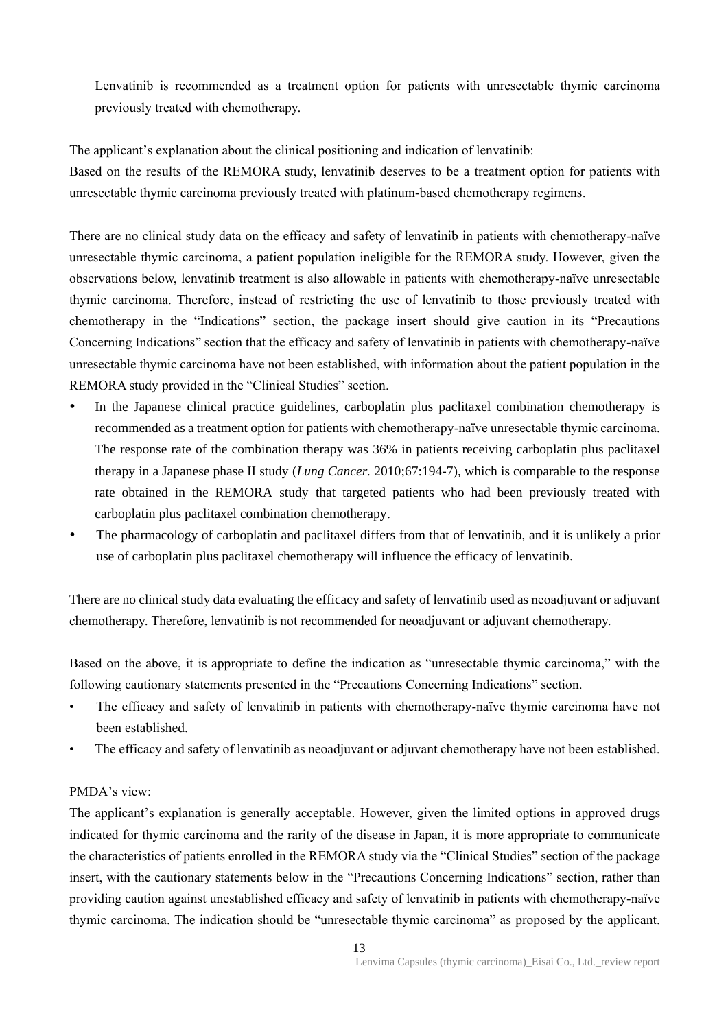Lenvatinib is recommended as a treatment option for patients with unresectable thymic carcinoma previously treated with chemotherapy.

The applicant's explanation about the clinical positioning and indication of lenvatinib:
Based on the results of the REMORA study, lenvatinib deserves to be a treatment option for patients with unresectable thymic carcinoma previously treated with platinum-based chemotherapy regimens.

There are no clinical study data on the efficacy and safety of lenvatinib in patients with chemotherapy-naïve unresectable thymic carcinoma, a patient population ineligible for the REMORA study. However, given the observations below, lenvatinib treatment is also allowable in patients with chemotherapy-naïve unresectable thymic carcinoma. Therefore, instead of restricting the use of lenvatinib to those previously treated with chemotherapy in the "Indications" section, the package insert should give caution in its "Precautions Concerning Indications" section that the efficacy and safety of lenvatinib in patients with chemotherapy-naïve unresectable thymic carcinoma have not been established, with information about the patient population in the REMORA study provided in the "Clinical Studies" section.

- In the Japanese clinical practice guidelines, carboplatin plus paclitaxel combination chemotherapy is recommended as a treatment option for patients with chemotherapy-naïve unresectable thymic carcinoma. The response rate of the combination therapy was 36% in patients receiving carboplatin plus paclitaxel therapy in a Japanese phase II study (*Lung Cancer.* 2010;67:194-7), which is comparable to the response rate obtained in the REMORA study that targeted patients who had been previously treated with carboplatin plus paclitaxel combination chemotherapy.
- The pharmacology of carboplatin and paclitaxel differs from that of lenvatinib, and it is unlikely a prior use of carboplatin plus paclitaxel chemotherapy will influence the efficacy of lenvatinib.

There are no clinical study data evaluating the efficacy and safety of lenvatinib used as neoadjuvant or adjuvant chemotherapy. Therefore, lenvatinib is not recommended for neoadjuvant or adjuvant chemotherapy.

Based on the above, it is appropriate to define the indication as "unresectable thymic carcinoma," with the following cautionary statements presented in the "Precautions Concerning Indications" section.

- The efficacy and safety of lenvatinib in patients with chemotherapy-naïve thymic carcinoma have not been established.
- The efficacy and safety of lenvatinib as neoadjuvant or adjuvant chemotherapy have not been established.

PMDA's view:
The applicant's explanation is generally acceptable. However, given the limited options in approved drugs indicated for thymic carcinoma and the rarity of the disease in Japan, it is more appropriate to communicate the characteristics of patients enrolled in the REMORA study via the "Clinical Studies" section of the package insert, with the cautionary statements below in the "Precautions Concerning Indications" section, rather than providing caution against unestablished efficacy and safety of lenvatinib in patients with chemotherapy-naïve thymic carcinoma. The indication should be "unresectable thymic carcinoma" as proposed by the applicant.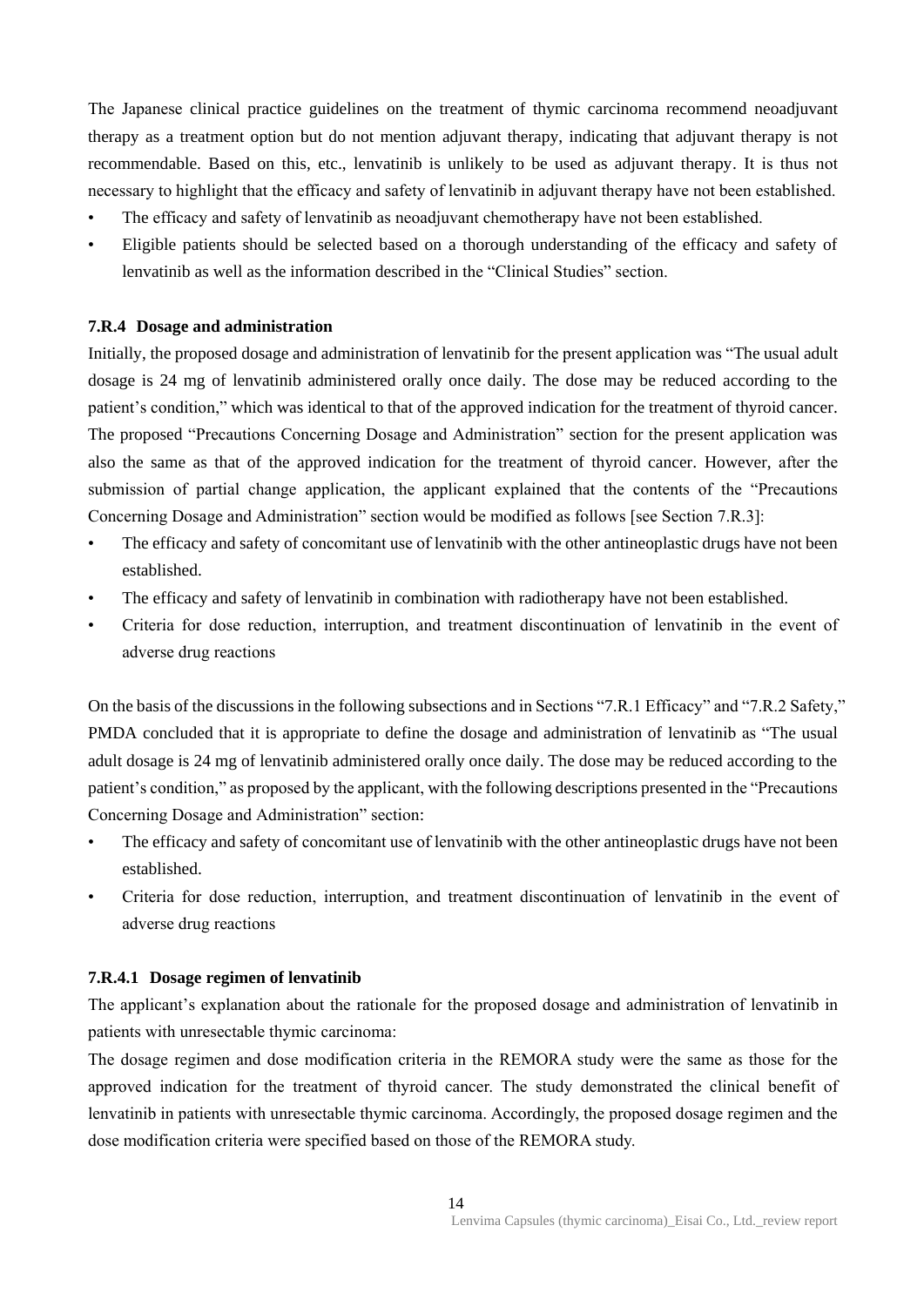The Japanese clinical practice guidelines on the treatment of thymic carcinoma recommend neoadjuvant therapy as a treatment option but do not mention adjuvant therapy, indicating that adjuvant therapy is not recommendable. Based on this, etc., lenvatinib is unlikely to be used as adjuvant therapy. It is thus not necessary to highlight that the efficacy and safety of lenvatinib in adjuvant therapy have not been established.

- The efficacy and safety of lenvatinib as neoadjuvant chemotherapy have not been established.
- Eligible patients should be selected based on a thorough understanding of the efficacy and safety of lenvatinib as well as the information described in the "Clinical Studies" section.

### 7.R.4 Dosage and administration

Initially, the proposed dosage and administration of lenvatinib for the present application was "The usual adult dosage is 24 mg of lenvatinib administered orally once daily. The dose may be reduced according to the patient's condition," which was identical to that of the approved indication for the treatment of thyroid cancer. The proposed "Precautions Concerning Dosage and Administration" section for the present application was also the same as that of the approved indication for the treatment of thyroid cancer. However, after the submission of partial change application, the applicant explained that the contents of the "Precautions Concerning Dosage and Administration" section would be modified as follows [see Section 7.R.3]:

- The efficacy and safety of concomitant use of lenvatinib with the other antineoplastic drugs have not been established.
- The efficacy and safety of lenvatinib in combination with radiotherapy have not been established.
- Criteria for dose reduction, interruption, and treatment discontinuation of lenvatinib in the event of adverse drug reactions

On the basis of the discussions in the following subsections and in Sections "7.R.1 Efficacy" and "7.R.2 Safety," PMDA concluded that it is appropriate to define the dosage and administration of lenvatinib as "The usual adult dosage is 24 mg of lenvatinib administered orally once daily. The dose may be reduced according to the patient's condition," as proposed by the applicant, with the following descriptions presented in the "Precautions Concerning Dosage and Administration" section:

- The efficacy and safety of concomitant use of lenvatinib with the other antineoplastic drugs have not been established.
- Criteria for dose reduction, interruption, and treatment discontinuation of lenvatinib in the event of adverse drug reactions

#### 7.R.4.1 Dosage regimen of lenvatinib

The applicant's explanation about the rationale for the proposed dosage and administration of lenvatinib in patients with unresectable thymic carcinoma:

The dosage regimen and dose modification criteria in the REMORA study were the same as those for the approved indication for the treatment of thyroid cancer. The study demonstrated the clinical benefit of lenvatinib in patients with unresectable thymic carcinoma. Accordingly, the proposed dosage regimen and the dose modification criteria were specified based on those of the REMORA study.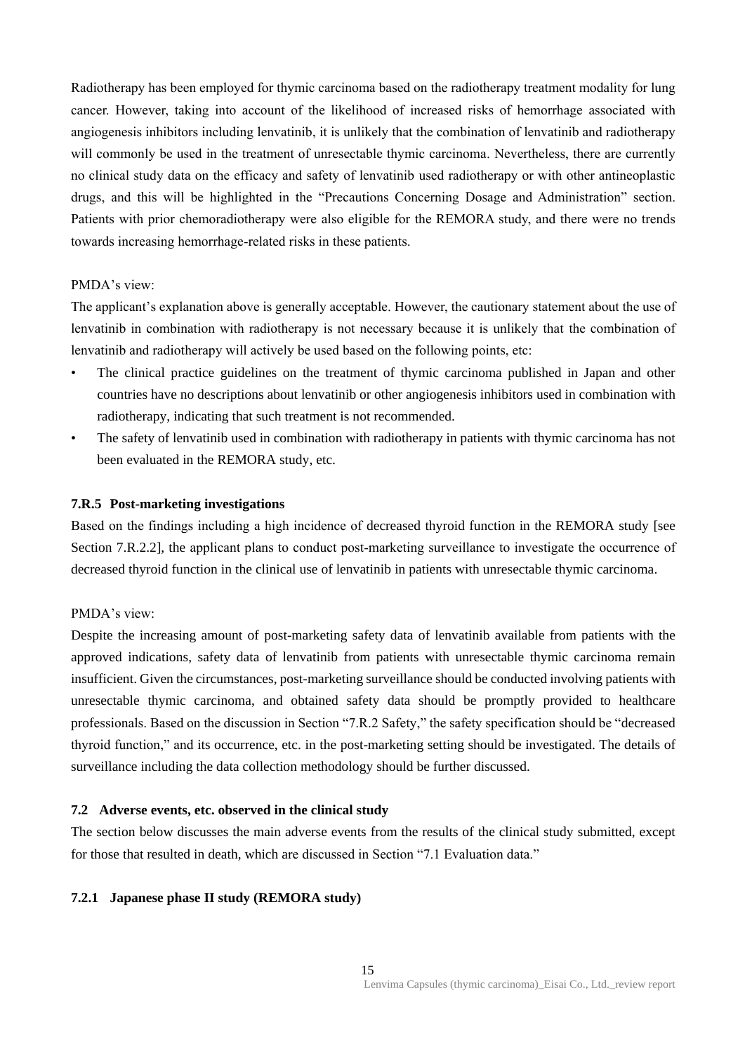Radiotherapy has been employed for thymic carcinoma based on the radiotherapy treatment modality for lung cancer. However, taking into account of the likelihood of increased risks of hemorrhage associated with angiogenesis inhibitors including lenvatinib, it is unlikely that the combination of lenvatinib and radiotherapy will commonly be used in the treatment of unresectable thymic carcinoma. Nevertheless, there are currently no clinical study data on the efficacy and safety of lenvatinib used radiotherapy or with other antineoplastic drugs, and this will be highlighted in the "Precautions Concerning Dosage and Administration" section. Patients with prior chemoradiotherapy were also eligible for the REMORA study, and there were no trends towards increasing hemorrhage-related risks in these patients.

PMDA's view:

The applicant's explanation above is generally acceptable. However, the cautionary statement about the use of lenvatinib in combination with radiotherapy is not necessary because it is unlikely that the combination of lenvatinib and radiotherapy will actively be used based on the following points, etc:

- The clinical practice guidelines on the treatment of thymic carcinoma published in Japan and other countries have no descriptions about lenvatinib or other angiogenesis inhibitors used in combination with radiotherapy, indicating that such treatment is not recommended.
- The safety of lenvatinib used in combination with radiotherapy in patients with thymic carcinoma has not been evaluated in the REMORA study, etc.

### 7.R.5 Post-marketing investigations

Based on the findings including a high incidence of decreased thyroid function in the REMORA study [see Section 7.R.2.2], the applicant plans to conduct post-marketing surveillance to investigate the occurrence of decreased thyroid function in the clinical use of lenvatinib in patients with unresectable thymic carcinoma.

PMDA's view:

Despite the increasing amount of post-marketing safety data of lenvatinib available from patients with the approved indications, safety data of lenvatinib from patients with unresectable thymic carcinoma remain insufficient. Given the circumstances, post-marketing surveillance should be conducted involving patients with unresectable thymic carcinoma, and obtained safety data should be promptly provided to healthcare professionals. Based on the discussion in Section "7.R.2 Safety," the safety specification should be "decreased thyroid function," and its occurrence, etc. in the post-marketing setting should be investigated. The details of surveillance including the data collection methodology should be further discussed.

## 7.2 Adverse events, etc. observed in the clinical study

The section below discusses the main adverse events from the results of the clinical study submitted, except for those that resulted in death, which are discussed in Section "7.1 Evaluation data."

### 7.2.1 Japanese phase II study (REMORA study)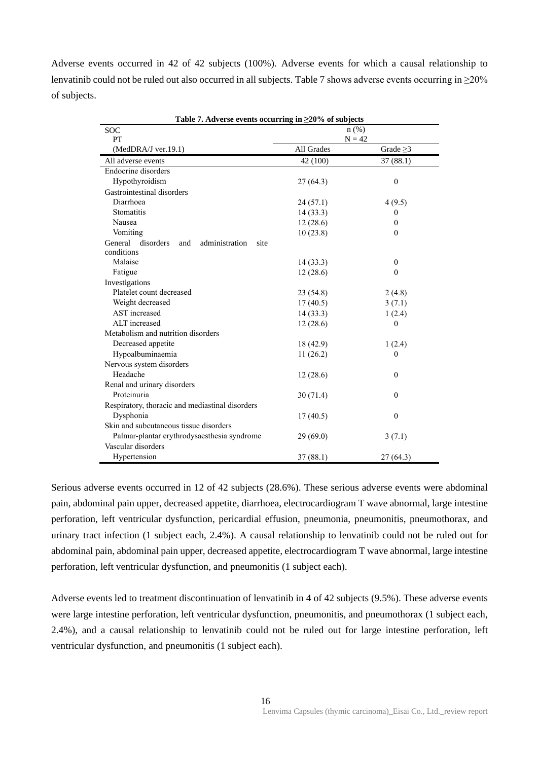Adverse events occurred in 42 of 42 subjects (100%). Adverse events for which a causal relationship to lenvatinib could not be ruled out also occurred in all subjects. Table 7 shows adverse events occurring in ≥20% of subjects.

**Table 7. Adverse events occurring in ≥20% of subjects**

| SOC<br>PT<br>(MedDRA/J ver.19.1) | n (%)<br>N = 42<br>All Grades | <br><br>Grade ≥3 |
|---|---|---|
| All adverse events | 42 (100) | 37 (88.1) |
| Endocrine disorders | | |
| Hypothyroidism | 27 (64.3) | 0 |
| Gastrointestinal disorders | | |
| Diarrhoea | 24 (57.1) | 4 (9.5) |
| Stomatitis | 14 (33.3) | 0 |
| Nausea | 12 (28.6) | 0 |
| Vomiting | 10 (23.8) | 0 |
| General disorders and administration site conditions | | |
| Malaise | 14 (33.3) | 0 |
| Fatigue | 12 (28.6) | 0 |
| Investigations | | |
| Platelet count decreased | 23 (54.8) | 2 (4.8) |
| Weight decreased | 17 (40.5) | 3 (7.1) |
| AST increased | 14 (33.3) | 1 (2.4) |
| ALT increased | 12 (28.6) | 0 |
| Metabolism and nutrition disorders | | |
| Decreased appetite | 18 (42.9) | 1 (2.4) |
| Hypoalbuminaemia | 11 (26.2) | 0 |
| Nervous system disorders | | |
| Headache | 12 (28.6) | 0 |
| Renal and urinary disorders | | |
| Proteinuria | 30 (71.4) | 0 |
| Respiratory, thoracic and mediastinal disorders | | |
| Dysphonia | 17 (40.5) | 0 |
| Skin and subcutaneous tissue disorders | | |
| Palmar-plantar erythrodysaesthesia syndrome | 29 (69.0) | 3 (7.1) |
| Vascular disorders | | |
| Hypertension | 37 (88.1) | 27 (64.3) |

Serious adverse events occurred in 12 of 42 subjects (28.6%). These serious adverse events were abdominal pain, abdominal pain upper, decreased appetite, diarrhoea, electrocardiogram T wave abnormal, large intestine perforation, left ventricular dysfunction, pericardial effusion, pneumonia, pneumonitis, pneumothorax, and urinary tract infection (1 subject each, 2.4%). A causal relationship to lenvatinib could not be ruled out for abdominal pain, abdominal pain upper, decreased appetite, electrocardiogram T wave abnormal, large intestine perforation, left ventricular dysfunction, and pneumonitis (1 subject each).

Adverse events led to treatment discontinuation of lenvatinib in 4 of 42 subjects (9.5%). These adverse events were large intestine perforation, left ventricular dysfunction, pneumonitis, and pneumothorax (1 subject each, 2.4%), and a causal relationship to lenvatinib could not be ruled out for large intestine perforation, left ventricular dysfunction, and pneumonitis (1 subject each).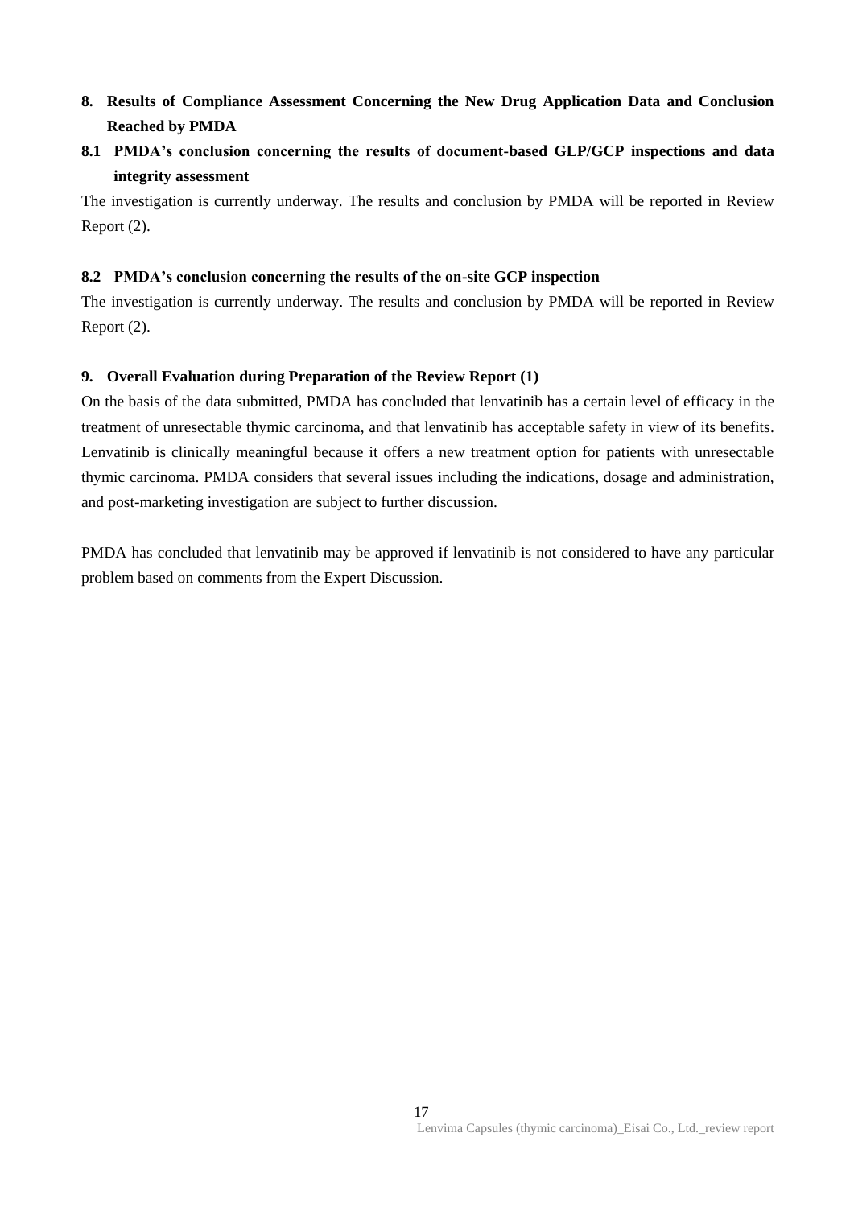## 8. Results of Compliance Assessment Concerning the New Drug Application Data and Conclusion Reached by PMDA

### 8.1 PMDA's conclusion concerning the results of document-based GLP/GCP inspections and data integrity assessment

The investigation is currently underway. The results and conclusion by PMDA will be reported in Review Report (2).

### 8.2 PMDA's conclusion concerning the results of the on-site GCP inspection

The investigation is currently underway. The results and conclusion by PMDA will be reported in Review Report (2).

## 9. Overall Evaluation during Preparation of the Review Report (1)

On the basis of the data submitted, PMDA has concluded that lenvatinib has a certain level of efficacy in the treatment of unresectable thymic carcinoma, and that lenvatinib has acceptable safety in view of its benefits. Lenvatinib is clinically meaningful because it offers a new treatment option for patients with unresectable thymic carcinoma. PMDA considers that several issues including the indications, dosage and administration, and post-marketing investigation are subject to further discussion.

PMDA has concluded that lenvatinib may be approved if lenvatinib is not considered to have any particular problem based on comments from the Expert Discussion.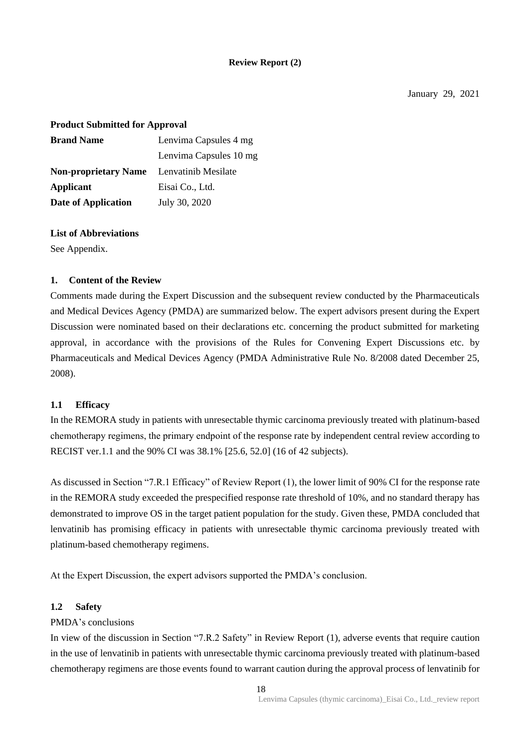**Review Report (2)**

January 29, 2021

**Product Submitted for Approval**

| | |
|---|---|
| **Brand Name** | Lenvima Capsules 4 mg<br>Lenvima Capsules 10 mg |
| **Non-proprietary Name** | Lenvatinib Mesilate |
| **Applicant** | Eisai Co., Ltd. |
| **Date of Application** | July 30, 2020 |

**List of Abbreviations**

See Appendix.

## 1. Content of the Review

Comments made during the Expert Discussion and the subsequent review conducted by the Pharmaceuticals and Medical Devices Agency (PMDA) are summarized below. The expert advisors present during the Expert Discussion were nominated based on their declarations etc. concerning the product submitted for marketing approval, in accordance with the provisions of the Rules for Convening Expert Discussions etc. by Pharmaceuticals and Medical Devices Agency (PMDA Administrative Rule No. 8/2008 dated December 25, 2008).

### 1.1 Efficacy

In the REMORA study in patients with unresectable thymic carcinoma previously treated with platinum-based chemotherapy regimens, the primary endpoint of the response rate by independent central review according to RECIST ver.1.1 and the 90% CI was 38.1% [25.6, 52.0] (16 of 42 subjects).

As discussed in Section "7.R.1 Efficacy" of Review Report (1), the lower limit of 90% CI for the response rate in the REMORA study exceeded the prespecified response rate threshold of 10%, and no standard therapy has demonstrated to improve OS in the target patient population for the study. Given these, PMDA concluded that lenvatinib has promising efficacy in patients with unresectable thymic carcinoma previously treated with platinum-based chemotherapy regimens.

At the Expert Discussion, the expert advisors supported the PMDA's conclusion.

### 1.2 Safety

PMDA's conclusions

In view of the discussion in Section "7.R.2 Safety" in Review Report (1), adverse events that require caution in the use of lenvatinib in patients with unresectable thymic carcinoma previously treated with platinum-based chemotherapy regimens are those events found to warrant caution during the approval process of lenvatinib for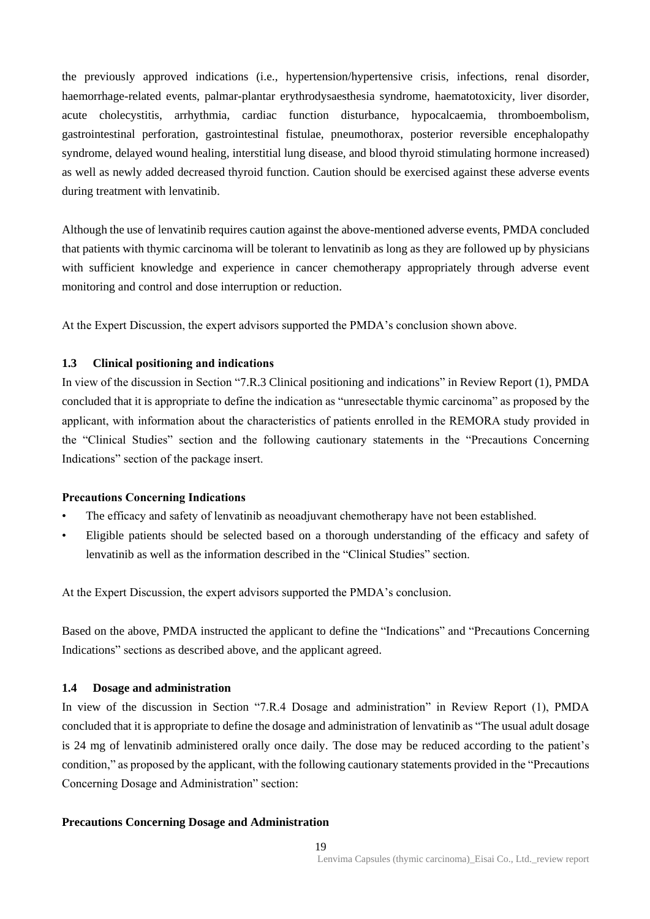the previously approved indications (i.e., hypertension/hypertensive crisis, infections, renal disorder, haemorrhage-related events, palmar-plantar erythrodysaesthesia syndrome, haematotoxicity, liver disorder, acute cholecystitis, arrhythmia, cardiac function disturbance, hypocalcaemia, thromboembolism, gastrointestinal perforation, gastrointestinal fistulae, pneumothorax, posterior reversible encephalopathy syndrome, delayed wound healing, interstitial lung disease, and blood thyroid stimulating hormone increased) as well as newly added decreased thyroid function. Caution should be exercised against these adverse events during treatment with lenvatinib.

Although the use of lenvatinib requires caution against the above-mentioned adverse events, PMDA concluded that patients with thymic carcinoma will be tolerant to lenvatinib as long as they are followed up by physicians with sufficient knowledge and experience in cancer chemotherapy appropriately through adverse event monitoring and control and dose interruption or reduction.

At the Expert Discussion, the expert advisors supported the PMDA's conclusion shown above.

### 1.3 Clinical positioning and indications

In view of the discussion in Section "7.R.3 Clinical positioning and indications" in Review Report (1), PMDA concluded that it is appropriate to define the indication as "unresectable thymic carcinoma" as proposed by the applicant, with information about the characteristics of patients enrolled in the REMORA study provided in the "Clinical Studies" section and the following cautionary statements in the "Precautions Concerning Indications" section of the package insert.

**Precautions Concerning Indications**

- The efficacy and safety of lenvatinib as neoadjuvant chemotherapy have not been established.
- Eligible patients should be selected based on a thorough understanding of the efficacy and safety of lenvatinib as well as the information described in the "Clinical Studies" section.

At the Expert Discussion, the expert advisors supported the PMDA's conclusion.

Based on the above, PMDA instructed the applicant to define the "Indications" and "Precautions Concerning Indications" sections as described above, and the applicant agreed.

### 1.4 Dosage and administration

In view of the discussion in Section "7.R.4 Dosage and administration" in Review Report (1), PMDA concluded that it is appropriate to define the dosage and administration of lenvatinib as "The usual adult dosage is 24 mg of lenvatinib administered orally once daily. The dose may be reduced according to the patient's condition," as proposed by the applicant, with the following cautionary statements provided in the "Precautions Concerning Dosage and Administration" section:

**Precautions Concerning Dosage and Administration**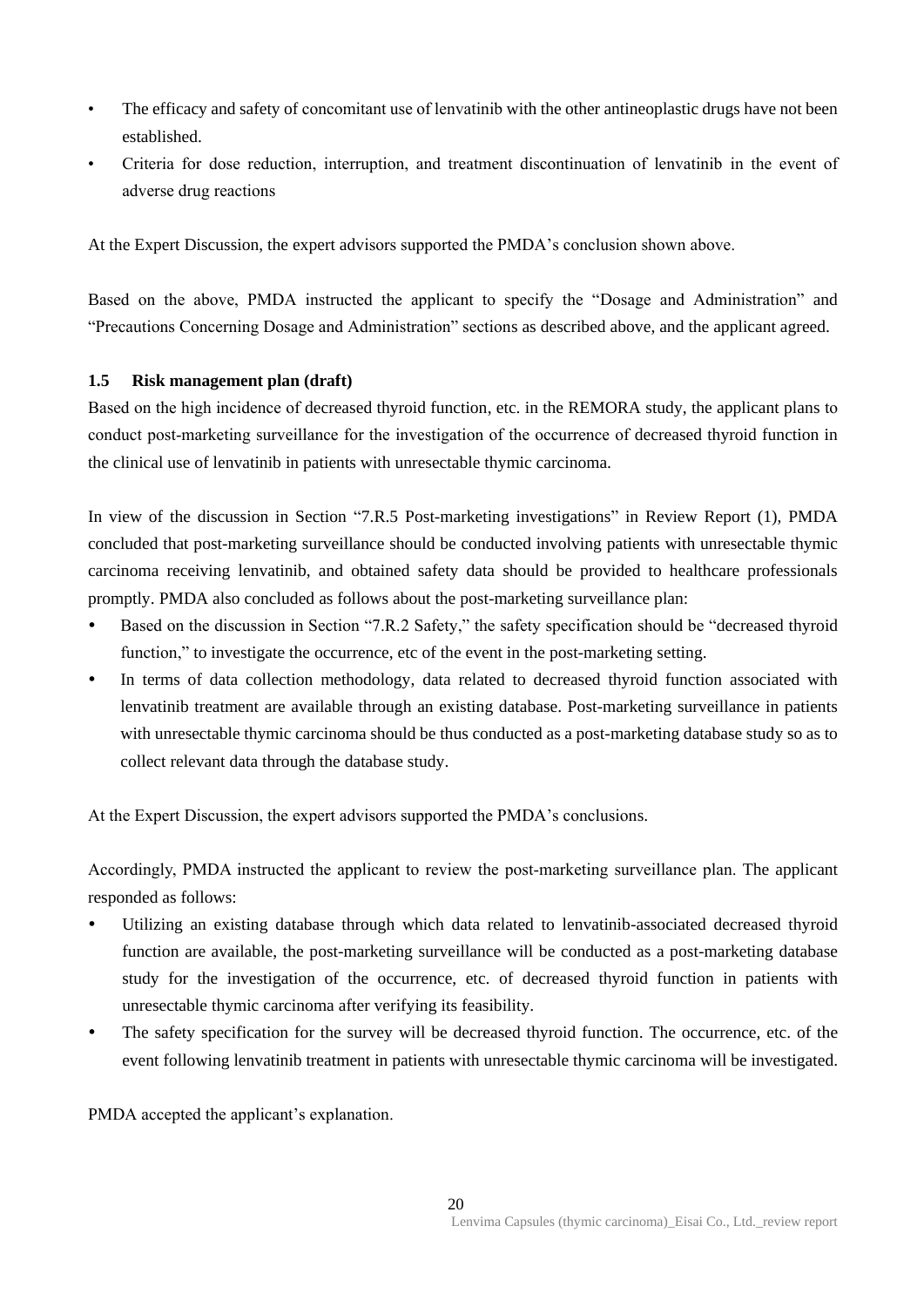- The efficacy and safety of concomitant use of lenvatinib with the other antineoplastic drugs have not been established.
- Criteria for dose reduction, interruption, and treatment discontinuation of lenvatinib in the event of adverse drug reactions

At the Expert Discussion, the expert advisors supported the PMDA's conclusion shown above.

Based on the above, PMDA instructed the applicant to specify the "Dosage and Administration" and "Precautions Concerning Dosage and Administration" sections as described above, and the applicant agreed.

### 1.5 Risk management plan (draft)

Based on the high incidence of decreased thyroid function, etc. in the REMORA study, the applicant plans to conduct post-marketing surveillance for the investigation of the occurrence of decreased thyroid function in the clinical use of lenvatinib in patients with unresectable thymic carcinoma.

In view of the discussion in Section "7.R.5 Post-marketing investigations" in Review Report (1), PMDA concluded that post-marketing surveillance should be conducted involving patients with unresectable thymic carcinoma receiving lenvatinib, and obtained safety data should be provided to healthcare professionals promptly. PMDA also concluded as follows about the post-marketing surveillance plan:

- Based on the discussion in Section "7.R.2 Safety," the safety specification should be "decreased thyroid function," to investigate the occurrence, etc of the event in the post-marketing setting.
- In terms of data collection methodology, data related to decreased thyroid function associated with lenvatinib treatment are available through an existing database. Post-marketing surveillance in patients with unresectable thymic carcinoma should be thus conducted as a post-marketing database study so as to collect relevant data through the database study.

At the Expert Discussion, the expert advisors supported the PMDA's conclusions.

Accordingly, PMDA instructed the applicant to review the post-marketing surveillance plan. The applicant responded as follows:

- Utilizing an existing database through which data related to lenvatinib-associated decreased thyroid function are available, the post-marketing surveillance will be conducted as a post-marketing database study for the investigation of the occurrence, etc. of decreased thyroid function in patients with unresectable thymic carcinoma after verifying its feasibility.
- The safety specification for the survey will be decreased thyroid function. The occurrence, etc. of the event following lenvatinib treatment in patients with unresectable thymic carcinoma will be investigated.

PMDA accepted the applicant's explanation.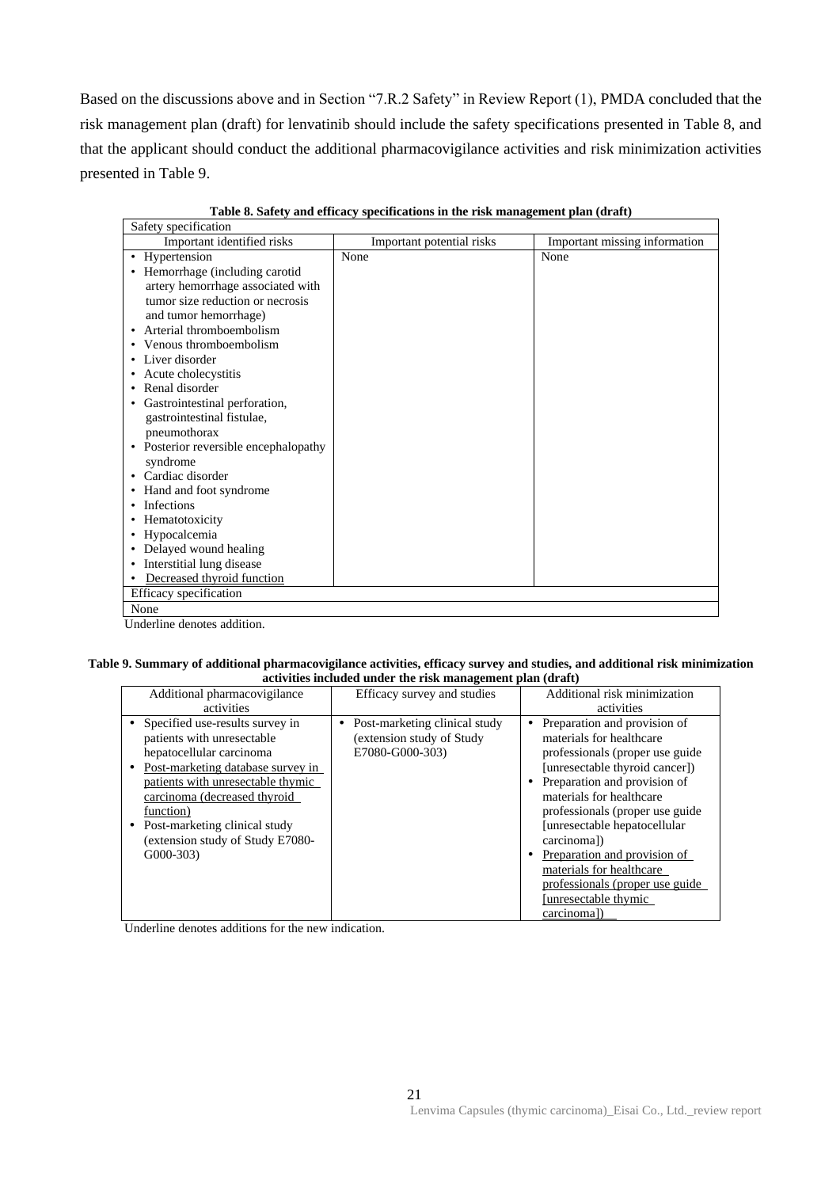Based on the discussions above and in Section "7.R.2 Safety" in Review Report (1), PMDA concluded that the risk management plan (draft) for lenvatinib should include the safety specifications presented in Table 8, and that the applicant should conduct the additional pharmacovigilance activities and risk minimization activities presented in Table 9.

**Table 8. Safety and efficacy specifications in the risk management plan (draft)**

| Safety specification | | |
|---|---|---|
| Important identified risks | Important potential risks | Important missing information |
| • Hypertension<br>• Hemorrhage (including carotid artery hemorrhage associated with tumor size reduction or necrosis and tumor hemorrhage)<br>• Arterial thromboembolism<br>• Venous thromboembolism<br>• Liver disorder<br>• Acute cholecystitis<br>• Renal disorder<br>• Gastrointestinal perforation, gastrointestinal fistulae, pneumothorax<br>• Posterior reversible encephalopathy syndrome<br>• Cardiac disorder<br>• Hand and foot syndrome<br>• Infections<br>• Hematotoxicity<br>• Hypocalcemia<br>• Delayed wound healing<br>• Interstitial lung disease<br>• <u>Decreased thyroid function</u> | None | None |
| **Efficacy specification** | | |
| None | | |

Underline denotes addition.

**Table 9. Summary of additional pharmacovigilance activities, efficacy survey and studies, and additional risk minimization activities included under the risk management plan (draft)**

| Additional pharmacovigilance activities | Efficacy survey and studies | Additional risk minimization activities |
|---|---|---|
| • Specified use-results survey in patients with unresectable hepatocellular carcinoma<br>• <u>Post-marketing database survey in patients with unresectable thymic carcinoma (decreased thyroid function)</u><br>• Post-marketing clinical study (extension study of Study E7080-G000-303) | • Post-marketing clinical study (extension study of Study E7080-G000-303) | • Preparation and provision of materials for healthcare professionals (proper use guide [unresectable thyroid cancer])<br>• Preparation and provision of materials for healthcare professionals (proper use guide [unresectable hepatocellular carcinoma])<br>• <u>Preparation and provision of materials for healthcare professionals (proper use guide [unresectable thymic carcinoma])</u> |

Underline denotes additions for the new indication.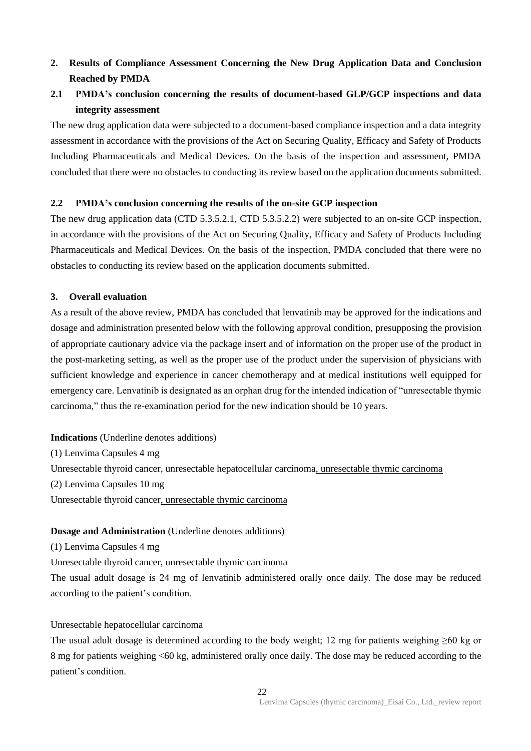## 2. Results of Compliance Assessment Concerning the New Drug Application Data and Conclusion Reached by PMDA

### 2.1 PMDA's conclusion concerning the results of document-based GLP/GCP inspections and data integrity assessment

The new drug application data were subjected to a document-based compliance inspection and a data integrity assessment in accordance with the provisions of the Act on Securing Quality, Efficacy and Safety of Products Including Pharmaceuticals and Medical Devices. On the basis of the inspection and assessment, PMDA concluded that there were no obstacles to conducting its review based on the application documents submitted.

### 2.2 PMDA's conclusion concerning the results of the on-site GCP inspection

The new drug application data (CTD 5.3.5.2.1, CTD 5.3.5.2.2) were subjected to an on-site GCP inspection, in accordance with the provisions of the Act on Securing Quality, Efficacy and Safety of Products Including Pharmaceuticals and Medical Devices. On the basis of the inspection, PMDA concluded that there were no obstacles to conducting its review based on the application documents submitted.

## 3. Overall evaluation

As a result of the above review, PMDA has concluded that lenvatinib may be approved for the indications and dosage and administration presented below with the following approval condition, presupposing the provision of appropriate cautionary advice via the package insert and of information on the proper use of the product in the post-marketing setting, as well as the proper use of the product under the supervision of physicians with sufficient knowledge and experience in cancer chemotherapy and at medical institutions well equipped for emergency care. Lenvatinib is designated as an orphan drug for the intended indication of "unresectable thymic carcinoma," thus the re-examination period for the new indication should be 10 years.

**Indications** (Underline denotes additions)

(1) Lenvima Capsules 4 mg

Unresectable thyroid cancer, unresectable hepatocellular carcinoma<u>, unresectable thymic carcinoma</u>

(2) Lenvima Capsules 10 mg

Unresectable thyroid cancer<u>, unresectable thymic carcinoma</u>

**Dosage and Administration** (Underline denotes additions)

(1) Lenvima Capsules 4 mg

Unresectable thyroid cancer<u>, unresectable thymic carcinoma</u>

The usual adult dosage is 24 mg of lenvatinib administered orally once daily. The dose may be reduced according to the patient's condition.

Unresectable hepatocellular carcinoma

The usual adult dosage is determined according to the body weight; 12 mg for patients weighing ≥60 kg or 8 mg for patients weighing <60 kg, administered orally once daily. The dose may be reduced according to the patient's condition.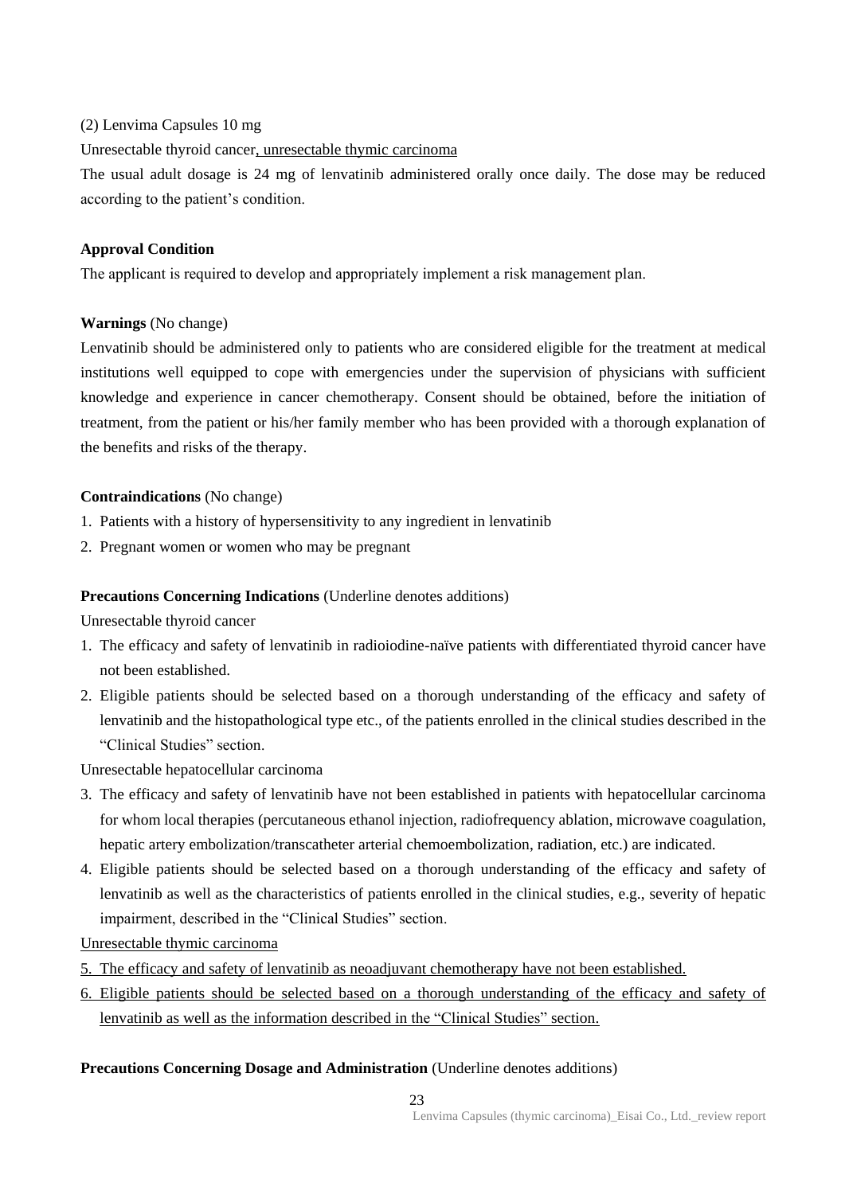(2) Lenvima Capsules 10 mg

Unresectable thyroid cancer<u>, unresectable thymic carcinoma</u>

The usual adult dosage is 24 mg of lenvatinib administered orally once daily. The dose may be reduced according to the patient's condition.

**Approval Condition**

The applicant is required to develop and appropriately implement a risk management plan.

**Warnings** (No change)

Lenvatinib should be administered only to patients who are considered eligible for the treatment at medical institutions well equipped to cope with emergencies under the supervision of physicians with sufficient knowledge and experience in cancer chemotherapy. Consent should be obtained, before the initiation of treatment, from the patient or his/her family member who has been provided with a thorough explanation of the benefits and risks of the therapy.

**Contraindications** (No change)

1. Patients with a history of hypersensitivity to any ingredient in lenvatinib
2. Pregnant women or women who may be pregnant

**Precautions Concerning Indications** (Underline denotes additions)

Unresectable thyroid cancer

1. The efficacy and safety of lenvatinib in radioiodine-naïve patients with differentiated thyroid cancer have not been established.
2. Eligible patients should be selected based on a thorough understanding of the efficacy and safety of lenvatinib and the histopathological type etc., of the patients enrolled in the clinical studies described in the "Clinical Studies" section.

Unresectable hepatocellular carcinoma

3. The efficacy and safety of lenvatinib have not been established in patients with hepatocellular carcinoma for whom local therapies (percutaneous ethanol injection, radiofrequency ablation, microwave coagulation, hepatic artery embolization/transcatheter arterial chemoembolization, radiation, etc.) are indicated.
4. Eligible patients should be selected based on a thorough understanding of the efficacy and safety of lenvatinib as well as the characteristics of patients enrolled in the clinical studies, e.g., severity of hepatic impairment, described in the "Clinical Studies" section.

<u>Unresectable thymic carcinoma</u>

5. <u>The efficacy and safety of lenvatinib as neoadjuvant chemotherapy have not been established.</u>
6. <u>Eligible patients should be selected based on a thorough understanding of the efficacy and safety of lenvatinib as well as the information described in the "Clinical Studies" section.</u>

**Precautions Concerning Dosage and Administration** (Underline denotes additions)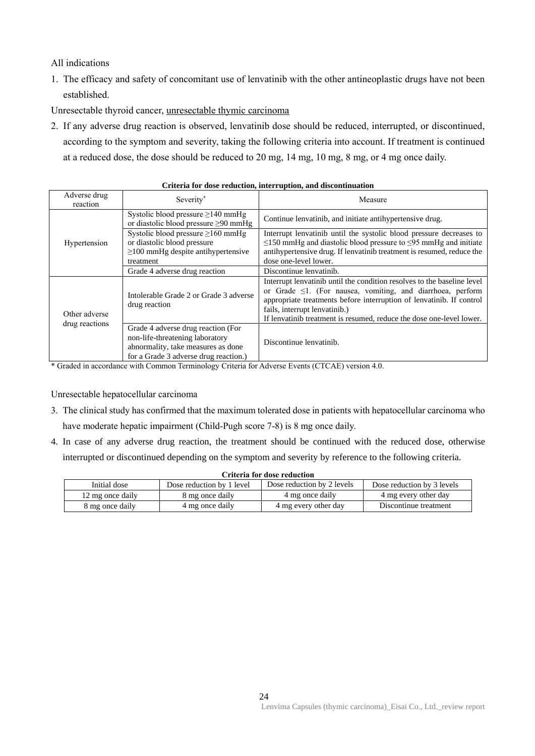All indications

1. The efficacy and safety of concomitant use of lenvatinib with the other antineoplastic drugs have not been established.

Unresectable thyroid cancer, <u>unresectable thymic carcinoma</u>

2. If any adverse drug reaction is observed, lenvatinib dose should be reduced, interrupted, or discontinued, according to the symptom and severity, taking the following criteria into account. If treatment is continued at a reduced dose, the dose should be reduced to 20 mg, 14 mg, 10 mg, 8 mg, or 4 mg once daily.

**Criteria for dose reduction, interruption, and discontinuation**

| Adverse drug reaction | Severity* | Measure |
|---|---|---|
| Hypertension | Systolic blood pressure ≥140 mmHg or diastolic blood pressure ≥90 mmHg | Continue lenvatinib, and initiate antihypertensive drug. |
| | Systolic blood pressure ≥160 mmHg or diastolic blood pressure ≥100 mmHg despite antihypertensive treatment | Interrupt lenvatinib until the systolic blood pressure decreases to ≤150 mmHg and diastolic blood pressure to ≤95 mmHg and initiate antihypertensive drug. If lenvatinib treatment is resumed, reduce the dose one-level lower. |
| | Grade 4 adverse drug reaction | Discontinue lenvatinib. |
| Other adverse drug reactions | Intolerable Grade 2 or Grade 3 adverse drug reaction | Interrupt lenvatinib until the condition resolves to the baseline level or Grade ≤1. (For nausea, vomiting, and diarrhoea, perform appropriate treatments before interruption of lenvatinib. If control fails, interrupt lenvatinib.) If lenvatinib treatment is resumed, reduce the dose one-level lower. |
| | Grade 4 adverse drug reaction (For non-life-threatening laboratory abnormality, take measures as done for a Grade 3 adverse drug reaction.) | Discontinue lenvatinib. |

\* Graded in accordance with Common Terminology Criteria for Adverse Events (CTCAE) version 4.0.

Unresectable hepatocellular carcinoma

3. The clinical study has confirmed that the maximum tolerated dose in patients with hepatocellular carcinoma who have moderate hepatic impairment (Child-Pugh score 7-8) is 8 mg once daily.
4. In case of any adverse drug reaction, the treatment should be continued with the reduced dose, otherwise interrupted or discontinued depending on the symptom and severity by reference to the following criteria.

**Criteria for dose reduction**

| Initial dose | Dose reduction by 1 level | Dose reduction by 2 levels | Dose reduction by 3 levels |
|---|---|---|---|
| 12 mg once daily | 8 mg once daily | 4 mg once daily | 4 mg every other day |
| 8 mg once daily | 4 mg once daily | 4 mg every other day | Discontinue treatment |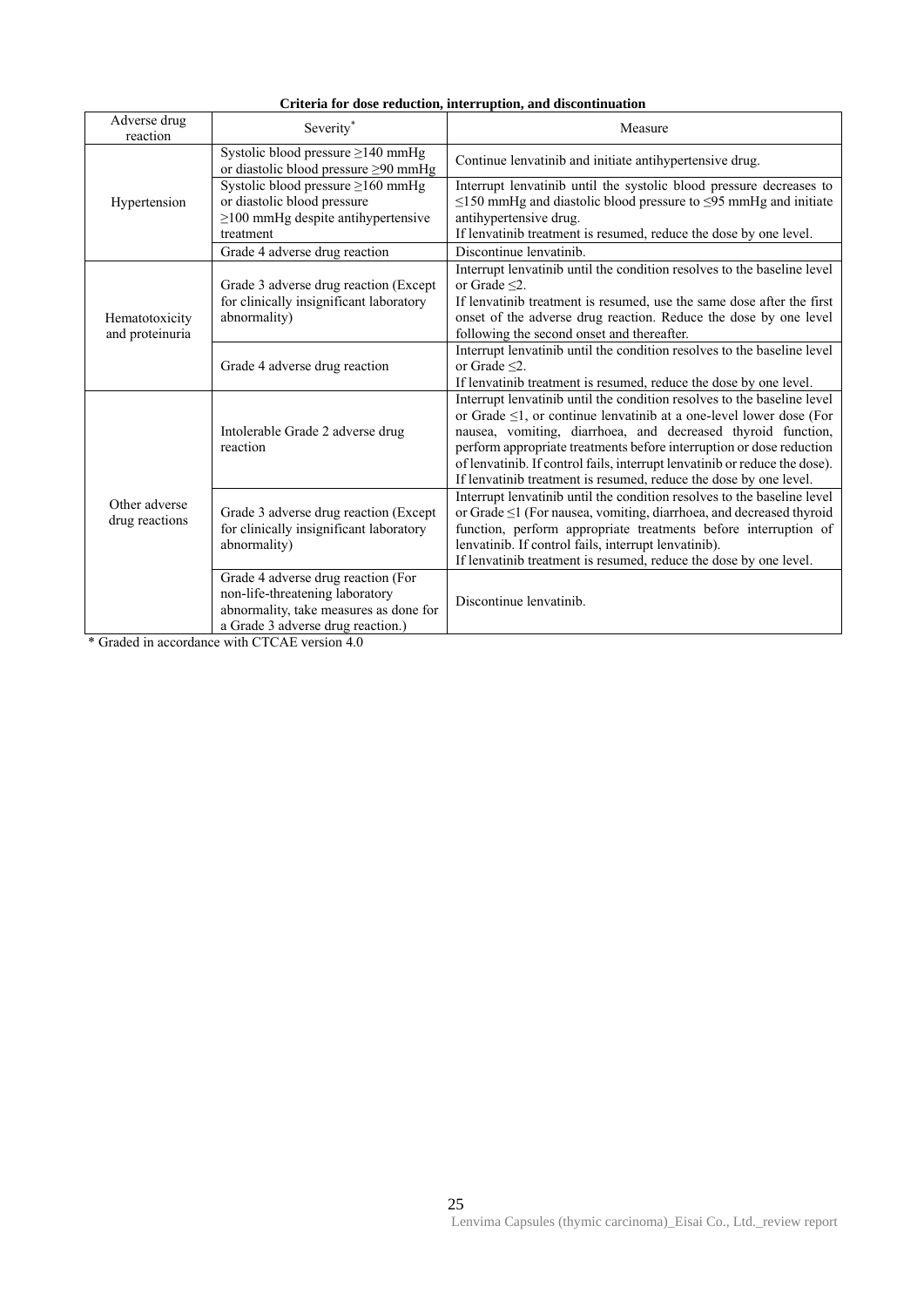**Criteria for dose reduction, interruption, and discontinuation**

| Adverse drug reaction | Severity* | Measure |
|---|---|---|
| Hypertension | Systolic blood pressure ≥140 mmHg or diastolic blood pressure ≥90 mmHg | Continue lenvatinib and initiate antihypertensive drug. |
| | Systolic blood pressure ≥160 mmHg or diastolic blood pressure ≥100 mmHg despite antihypertensive treatment | Interrupt lenvatinib until the systolic blood pressure decreases to ≤150 mmHg and diastolic blood pressure to ≤95 mmHg and initiate antihypertensive drug.<br>If lenvatinib treatment is resumed, reduce the dose by one level. |
| | Grade 4 adverse drug reaction | Discontinue lenvatinib. |
| Hematotoxicity and proteinuria | Grade 3 adverse drug reaction (Except for clinically insignificant laboratory abnormality) | Interrupt lenvatinib until the condition resolves to the baseline level or Grade ≤2.<br>If lenvatinib treatment is resumed, use the same dose after the first onset of the adverse drug reaction. Reduce the dose by one level following the second onset and thereafter. |
| | Grade 4 adverse drug reaction | Interrupt lenvatinib until the condition resolves to the baseline level or Grade ≤2.<br>If lenvatinib treatment is resumed, reduce the dose by one level. |
| Other adverse drug reactions | Intolerable Grade 2 adverse drug reaction | Interrupt lenvatinib until the condition resolves to the baseline level or Grade ≤1, or continue lenvatinib at a one-level lower dose (For nausea, vomiting, diarrhoea, and decreased thyroid function, perform appropriate treatments before interruption or dose reduction of lenvatinib. If control fails, interrupt lenvatinib or reduce the dose).<br>If lenvatinib treatment is resumed, reduce the dose by one level. |
| | Grade 3 adverse drug reaction (Except for clinically insignificant laboratory abnormality) | Interrupt lenvatinib until the condition resolves to the baseline level or Grade ≤1 (For nausea, vomiting, diarrhoea, and decreased thyroid function, perform appropriate treatments before interruption of lenvatinib. If control fails, interrupt lenvatinib).<br>If lenvatinib treatment is resumed, reduce the dose by one level. |
| | Grade 4 adverse drug reaction (For non-life-threatening laboratory abnormality, take measures as done for a Grade 3 adverse drug reaction.) | Discontinue lenvatinib. |

* Graded in accordance with CTCAE version 4.0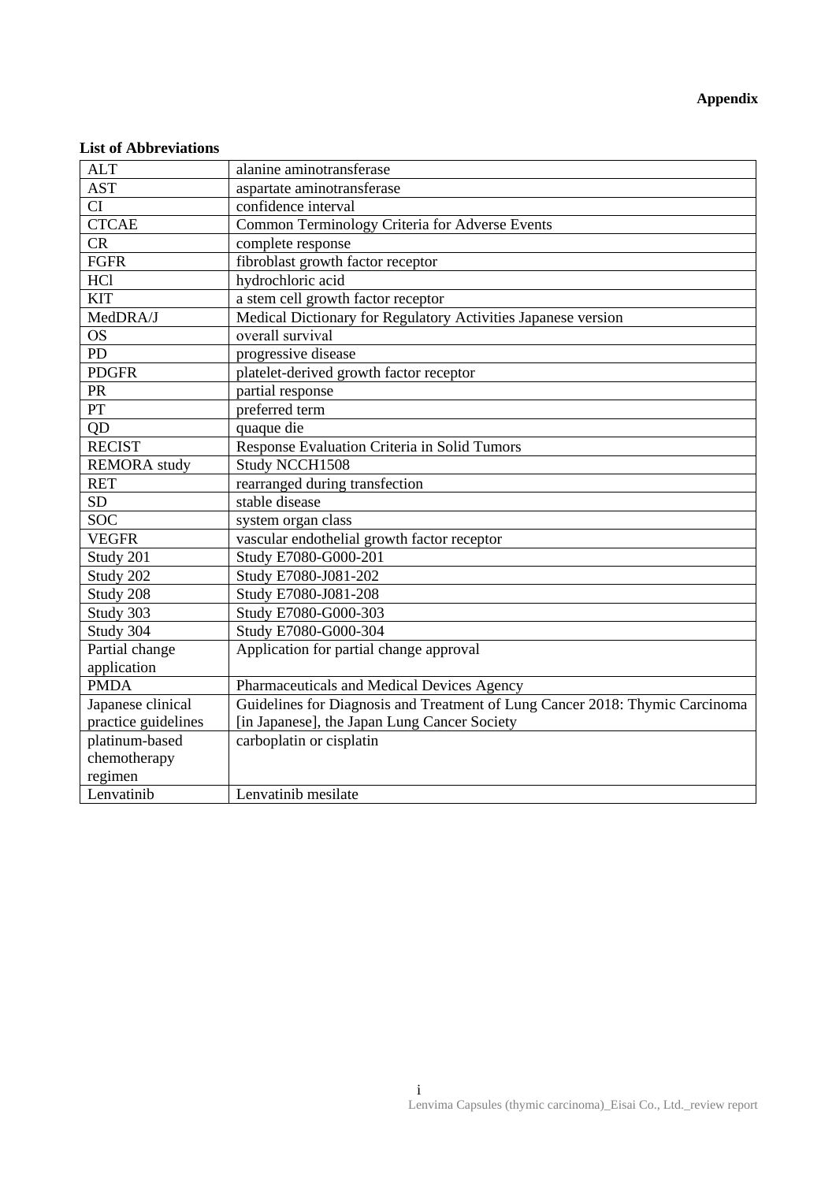**Appendix**

**List of Abbreviations**

| | |
|---|---|
| ALT | alanine aminotransferase |
| AST | aspartate aminotransferase |
| CI | confidence interval |
| CTCAE | Common Terminology Criteria for Adverse Events |
| CR | complete response |
| FGFR | fibroblast growth factor receptor |
| HCl | hydrochloric acid |
| KIT | a stem cell growth factor receptor |
| MedDRA/J | Medical Dictionary for Regulatory Activities Japanese version |
| OS | overall survival |
| PD | progressive disease |
| PDGFR | platelet-derived growth factor receptor |
| PR | partial response |
| PT | preferred term |
| QD | quaque die |
| RECIST | Response Evaluation Criteria in Solid Tumors |
| REMORA study | Study NCCH1508 |
| RET | rearranged during transfection |
| SD | stable disease |
| SOC | system organ class |
| VEGFR | vascular endothelial growth factor receptor |
| Study 201 | Study E7080-G000-201 |
| Study 202 | Study E7080-J081-202 |
| Study 208 | Study E7080-J081-208 |
| Study 303 | Study E7080-G000-303 |
| Study 304 | Study E7080-G000-304 |
| Partial change application | Application for partial change approval |
| PMDA | Pharmaceuticals and Medical Devices Agency |
| Japanese clinical practice guidelines | Guidelines for Diagnosis and Treatment of Lung Cancer 2018: Thymic Carcinoma [in Japanese], the Japan Lung Cancer Society |
| platinum-based chemotherapy regimen | carboplatin or cisplatin |
| Lenvatinib | Lenvatinib mesilate |